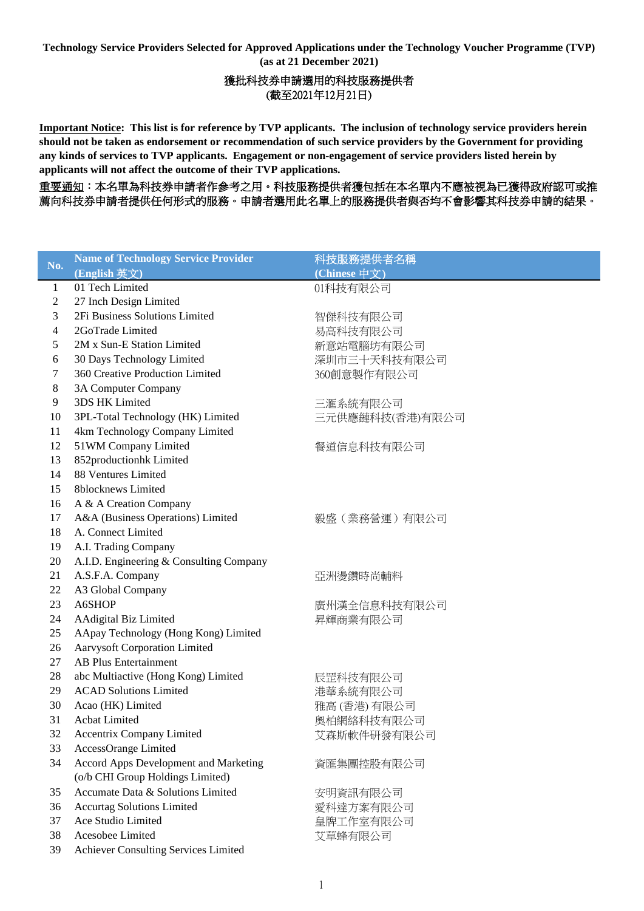**Technology Service Providers Selected for Approved Applications under the Technology Voucher Programme (TVP) (as at 21 December 2021)**

**獲批科技券申請選用的科技服務提供者**
**(截至2021年12月21日)**

**Important Notice: This list is for reference by TVP applicants. The inclusion of technology service providers herein should not be taken as endorsement or recommendation of such service providers by the Government for providing any kinds of services to TVP applicants. Engagement or non-engagement of service providers listed herein by applicants will not affect the outcome of their TVP applications.**

**重要通知：本名單為科技券申請者作參考之用。科技服務提供者獲包括在本名單內不應被視為已獲得政府認可或推薦向科技券申請者提供任何形式的服務。申請者選用此名單上的服務提供者與否均不會影響其科技券申請的結果。**

| No. | Name of Technology Service Provider (English 英文) | 科技服務提供者名稱 (Chinese 中文) |
|---|---|---|
| 1 | 01 Tech Limited | 01科技有限公司 |
| 2 | 27 Inch Design Limited | |
| 3 | 2Fi Business Solutions Limited | 智傑科技有限公司 |
| 4 | 2GoTrade Limited | 易高科技有限公司 |
| 5 | 2M x Sun-E Station Limited | 新意站電腦坊有限公司 |
| 6 | 30 Days Technology Limited | 深圳市三十天科技有限公司 |
| 7 | 360 Creative Production Limited | 360創意製作有限公司 |
| 8 | 3A Computer Company | |
| 9 | 3DS HK Limited | 三滙系統有限公司 |
| 10 | 3PL-Total Technology (HK) Limited | 三元供應鏈科技(香港)有限公司 |
| 11 | 4km Technology Company Limited | |
| 12 | 51WM Company Limited | 餐道信息科技有限公司 |
| 13 | 852productionhk Limited | |
| 14 | 88 Ventures Limited | |
| 15 | 8blocknews Limited | |
| 16 | A & A Creation Company | |
| 17 | A&A (Business Operations) Limited | 毅盛（業務營運）有限公司 |
| 18 | A. Connect Limited | |
| 19 | A.I. Trading Company | |
| 20 | A.I.D. Engineering & Consulting Company | |
| 21 | A.S.F.A. Company | 亞洲燙鑽時尚輔料 |
| 22 | A3 Global Company | |
| 23 | A6SHOP | 廣州漢全信息科技有限公司 |
| 24 | AAdigital Biz Limited | 昇輝商業有限公司 |
| 25 | AApay Technology (Hong Kong) Limited | |
| 26 | Aarvysoft Corporation Limited | |
| 27 | AB Plus Entertainment | |
| 28 | abc Multiactive (Hong Kong) Limited | 辰罡科技有限公司 |
| 29 | ACAD Solutions Limited | 港華系統有限公司 |
| 30 | Acao (HK) Limited | 雅高 (香港) 有限公司 |
| 31 | Acbat Limited | 奧柏網絡科技有限公司 |
| 32 | Accentrix Company Limited | 艾森斯軟件研發有限公司 |
| 33 | AccessOrange Limited | |
| 34 | Accord Apps Development and Marketing (o/b CHI Group Holdings Limited) | 資匯集團控股有限公司 |
| 35 | Accumate Data & Solutions Limited | 安明資訊有限公司 |
| 36 | Accurtag Solutions Limited | 愛科達方案有限公司 |
| 37 | Ace Studio Limited | 皇牌工作室有限公司 |
| 38 | Acesobee Limited | 艾草蜂有限公司 |
| 39 | Achiever Consulting Services Limited | |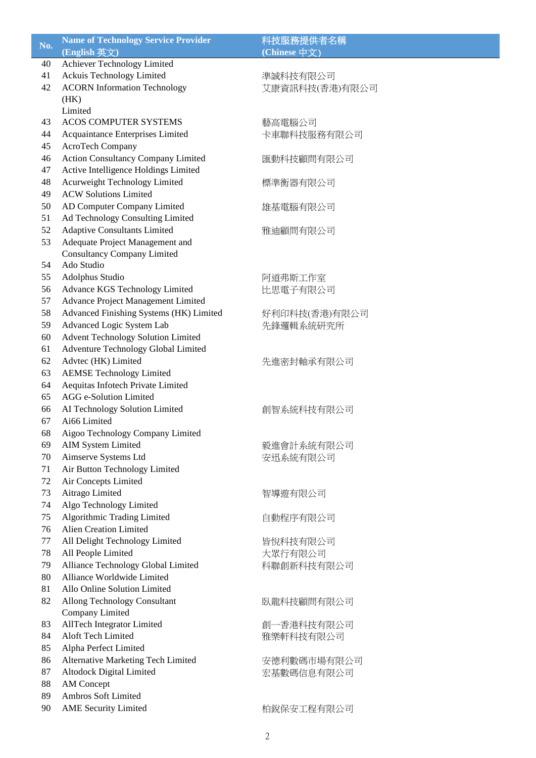| No. | Name of Technology Service Provider (English 英文) | 科技服務提供者名稱 (Chinese 中文) |
|---|---|---|
| 40 | Achiever Technology Limited | |
| 41 | Ackuis Technology Limited | 準誠科技有限公司 |
| 42 | ACORN Information Technology (HK) Limited | 艾康資訊科技(香港)有限公司 |
| 43 | ACOS COMPUTER SYSTEMS | 藝高電腦公司 |
| 44 | Acquaintance Enterprises Limited | 卡車聯科技服務有限公司 |
| 45 | AcroTech Company | |
| 46 | Action Consultancy Company Limited | 匯動科技顧問有限公司 |
| 47 | Active Intelligence Holdings Limited | |
| 48 | Acurweight Technology Limited | 標準衡器有限公司 |
| 49 | ACW Solutions Limited | |
| 50 | AD Computer Company Limited | 雄基電腦有限公司 |
| 51 | Ad Technology Consulting Limited | |
| 52 | Adaptive Consultants Limited | 雅迪顧問有限公司 |
| 53 | Adequate Project Management and Consultancy Company Limited | |
| 54 | Ado Studio | |
| 55 | Adolphus Studio | 阿道弗斯工作室 |
| 56 | Advance KGS Technology Limited | 比思電子有限公司 |
| 57 | Advance Project Management Limited | |
| 58 | Advanced Finishing Systems (HK) Limited | 好利印科技(香港)有限公司 |
| 59 | Advanced Logic System Lab | 先鋒邏輯系統研究所 |
| 60 | Advent Technology Solution Limited | |
| 61 | Adventure Technology Global Limited | |
| 62 | Advtec (HK) Limited | 先進密封軸承有限公司 |
| 63 | AEMSE Technology Limited | |
| 64 | Aequitas Infotech Private Limited | |
| 65 | AGG e-Solution Limited | |
| 66 | AI Technology Solution Limited | 創智系統科技有限公司 |
| 67 | Ai66 Limited | |
| 68 | Aigoo Technology Company Limited | |
| 69 | AIM System Limited | 毅進會計系統有限公司 |
| 70 | Aimserve Systems Ltd | 安迅系統有限公司 |
| 71 | Air Button Technology Limited | |
| 72 | Air Concepts Limited | |
| 73 | Aitrago Limited | 智導遊有限公司 |
| 74 | Algo Technology Limited | |
| 75 | Algorithmic Trading Limited | 自動程序有限公司 |
| 76 | Alien Creation Limited | |
| 77 | All Delight Technology Limited | 皆悅科技有限公司 |
| 78 | All People Limited | 大眾行有限公司 |
| 79 | Alliance Technology Global Limited | 科聯創新科技有限公司 |
| 80 | Alliance Worldwide Limited | |
| 81 | Allo Online Solution Limited | |
| 82 | Allong Technology Consultant Company Limited | 臥龍科技顧問有限公司 |
| 83 | AllTech Integrator Limited | 創一香港科技有限公司 |
| 84 | Aloft Tech Limited | 雅樂軒科技有限公司 |
| 85 | Alpha Perfect Limited | |
| 86 | Alternative Marketing Tech Limited | 安德利數碼市場有限公司 |
| 87 | Altodock Digital Limited | 宏基數碼信息有限公司 |
| 88 | AM Concept | |
| 89 | Ambros Soft Limited | |
| 90 | AME Security Limited | 柏銳保安工程有限公司 |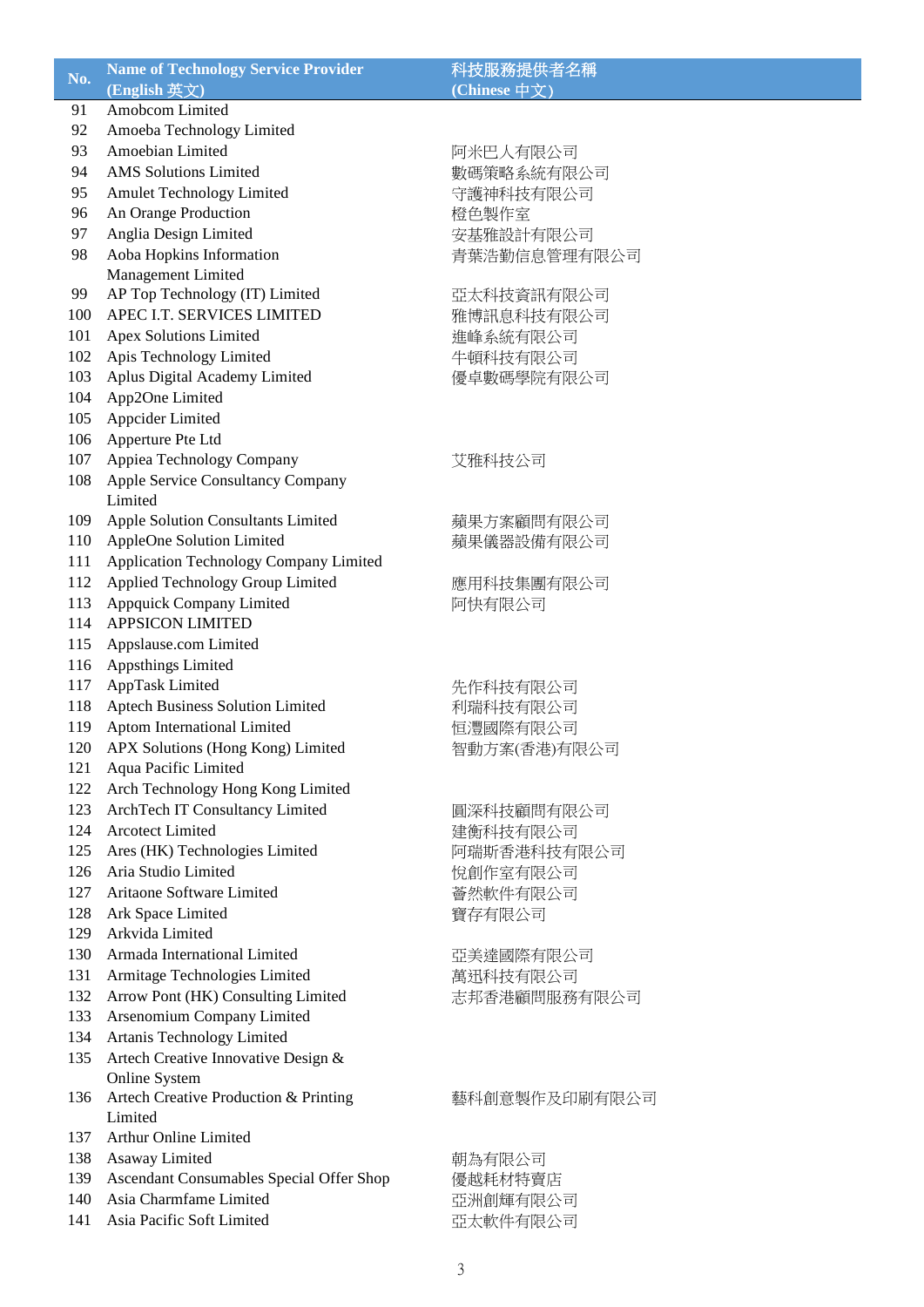| No. | Name of Technology Service Provider (English 英文) | 科技服務提供者名稱 (Chinese 中文) |
|---|---|---|
| 91 | Amobcom Limited | |
| 92 | Amoeba Technology Limited | |
| 93 | Amoebian Limited | 阿米巴人有限公司 |
| 94 | AMS Solutions Limited | 數碼策略系統有限公司 |
| 95 | Amulet Technology Limited | 守護神科技有限公司 |
| 96 | An Orange Production | 橙色製作室 |
| 97 | Anglia Design Limited | 安基雅設計有限公司 |
| 98 | Aoba Hopkins Information Management Limited | 青葉浩勤信息管理有限公司 |
| 99 | AP Top Technology (IT) Limited | 亞太科技資訊有限公司 |
| 100 | APEC I.T. SERVICES LIMITED | 雅博訊息科技有限公司 |
| 101 | Apex Solutions Limited | 進峰系統有限公司 |
| 102 | Apis Technology Limited | 牛頓科技有限公司 |
| 103 | Aplus Digital Academy Limited | 優卓數碼學院有限公司 |
| 104 | App2One Limited | |
| 105 | Appcider Limited | |
| 106 | Apperture Pte Ltd | |
| 107 | Appiea Technology Company | 艾雅科技公司 |
| 108 | Apple Service Consultancy Company Limited | |
| 109 | Apple Solution Consultants Limited | 蘋果方案顧問有限公司 |
| 110 | AppleOne Solution Limited | 蘋果儀器設備有限公司 |
| 111 | Application Technology Company Limited | |
| 112 | Applied Technology Group Limited | 應用科技集團有限公司 |
| 113 | Appquick Company Limited | 阿快有限公司 |
| 114 | APPSICON LIMITED | |
| 115 | Appslause.com Limited | |
| 116 | Appsthings Limited | |
| 117 | AppTask Limited | 先作科技有限公司 |
| 118 | Aptech Business Solution Limited | 利瑞科技有限公司 |
| 119 | Aptom International Limited | 恒澧國際有限公司 |
| 120 | APX Solutions (Hong Kong) Limited | 智動方案(香港)有限公司 |
| 121 | Aqua Pacific Limited | |
| 122 | Arch Technology Hong Kong Limited | |
| 123 | ArchTech IT Consultancy Limited | 圓深科技顧問有限公司 |
| 124 | Arcotect Limited | 建衡科技有限公司 |
| 125 | Ares (HK) Technologies Limited | 阿瑞斯香港科技有限公司 |
| 126 | Aria Studio Limited | 悅創作室有限公司 |
| 127 | Aritaone Software Limited | 薈然軟件有限公司 |
| 128 | Ark Space Limited | 寶存有限公司 |
| 129 | Arkvida Limited | |
| 130 | Armada International Limited | 亞美達國際有限公司 |
| 131 | Armitage Technologies Limited | 萬迅科技有限公司 |
| 132 | Arrow Pont (HK) Consulting Limited | 志邦香港顧問服務有限公司 |
| 133 | Arsenomium Company Limited | |
| 134 | Artanis Technology Limited | |
| 135 | Artech Creative Innovative Design & Online System | |
| 136 | Artech Creative Production & Printing Limited | 藝科創意製作及印刷有限公司 |
| 137 | Arthur Online Limited | |
| 138 | Asaway Limited | 朝為有限公司 |
| 139 | Ascendant Consumables Special Offer Shop | 優越耗材特賣店 |
| 140 | Asia Charmfame Limited | 亞洲創輝有限公司 |
| 141 | Asia Pacific Soft Limited | 亞太軟件有限公司 |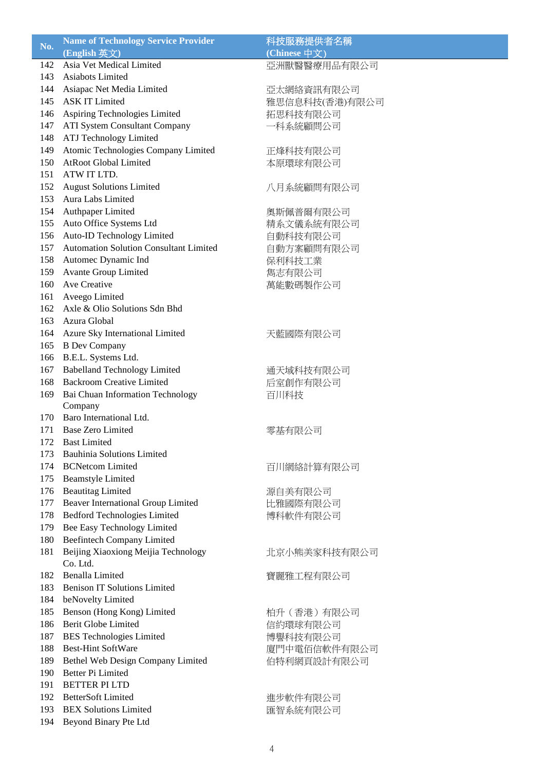| No. | Name of Technology Service Provider (English 英文) | 科技服務提供者名稱 (Chinese 中文) |
|---|---|---|
| 142 | Asia Vet Medical Limited | 亞洲獸醫醫療用品有限公司 |
| 143 | Asiabots Limited | |
| 144 | Asiapac Net Media Limited | 亞太網絡資訊有限公司 |
| 145 | ASK IT Limited | 雅思信息科技(香港)有限公司 |
| 146 | Aspiring Technologies Limited | 拓思科技有限公司 |
| 147 | ATI System Consultant Company | 一科系統顧問公司 |
| 148 | ATJ Technology Limited | |
| 149 | Atomic Technologies Company Limited | 正烽科技有限公司 |
| 150 | AtRoot Global Limited | 本原環球有限公司 |
| 151 | ATW IT LTD. | |
| 152 | August Solutions Limited | 八月系統顧問有限公司 |
| 153 | Aura Labs Limited | |
| 154 | Authpaper Limited | 奧斯佩普爾有限公司 |
| 155 | Auto Office Systems Ltd | 精系文儀系統有限公司 |
| 156 | Auto-ID Technology Limited | 自動科技有限公司 |
| 157 | Automation Solution Consultant Limited | 自動方案顧問有限公司 |
| 158 | Automec Dynamic Ind | 保利科技工業 |
| 159 | Avante Group Limited | 雋志有限公司 |
| 160 | Ave Creative | 萬能數碼製作公司 |
| 161 | Aveego Limited | |
| 162 | Axle & Olio Solutions Sdn Bhd | |
| 163 | Azura Global | |
| 164 | Azure Sky International Limited | 天藍國際有限公司 |
| 165 | B Dev Company | |
| 166 | B.E.L. Systems Ltd. | |
| 167 | Babelland Technology Limited | 通天域科技有限公司 |
| 168 | Backroom Creative Limited | 后室創作有限公司 |
| 169 | Bai Chuan Information Technology Company | 百川科技 |
| 170 | Baro International Ltd. | |
| 171 | Base Zero Limited | 零基有限公司 |
| 172 | Bast Limited | |
| 173 | Bauhinia Solutions Limited | |
| 174 | BCNetcom Limited | 百川網絡計算有限公司 |
| 175 | Beamstyle Limited | |
| 176 | Beautitag Limited | 源自美有限公司 |
| 177 | Beaver International Group Limited | 比雅國際有限公司 |
| 178 | Bedford Technologies Limited | 博科軟件有限公司 |
| 179 | Bee Easy Technology Limited | |
| 180 | Beefintech Company Limited | |
| 181 | Beijing Xiaoxiong Meijia Technology Co. Ltd. | 北京小熊美家科技有限公司 |
| 182 | Benalla Limited | 寶麗雅工程有限公司 |
| 183 | Benison IT Solutions Limited | |
| 184 | beNovelty Limited | |
| 185 | Benson (Hong Kong) Limited | 柏升（香港）有限公司 |
| 186 | Berit Globe Limited | 信約環球有限公司 |
| 187 | BES Technologies Limited | 博譽科技有限公司 |
| 188 | Best-Hint SoftWare | 廈門中電佰信軟件有限公司 |
| 189 | Bethel Web Design Company Limited | 伯特利網頁設計有限公司 |
| 190 | Better Pi Limited | |
| 191 | BETTER PI LTD | |
| 192 | BetterSoft Limited | 進步軟件有限公司 |
| 193 | BEX Solutions Limited | 匯智系統有限公司 |
| 194 | Beyond Binary Pte Ltd | |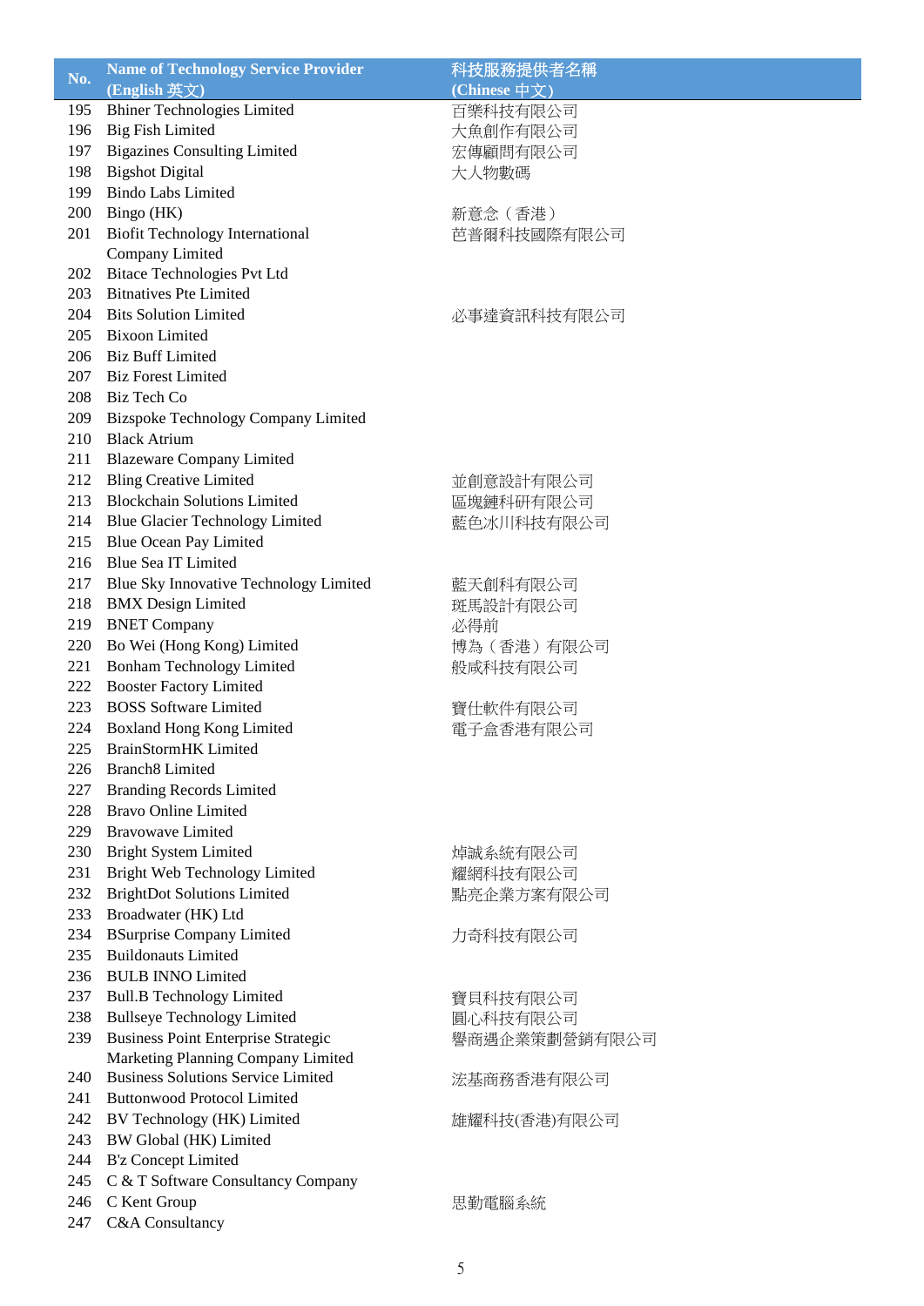| No. | Name of Technology Service Provider (English 英文) | 科技服務提供者名稱 (Chinese 中文) |
|---|---|---|
| 195 | Bhiner Technologies Limited | 百樂科技有限公司 |
| 196 | Big Fish Limited | 大魚創作有限公司 |
| 197 | Bigazines Consulting Limited | 宏傳顧問有限公司 |
| 198 | Bigshot Digital | 大人物數碼 |
| 199 | Bindo Labs Limited | |
| 200 | Bingo (HK) | 新意念（香港） |
| 201 | Biofit Technology International Company Limited | 芭菩爾科技國際有限公司 |
| 202 | Bitace Technologies Pvt Ltd | |
| 203 | Bitnatives Pte Limited | |
| 204 | Bits Solution Limited | 必事達資訊科技有限公司 |
| 205 | Bixoon Limited | |
| 206 | Biz Buff Limited | |
| 207 | Biz Forest Limited | |
| 208 | Biz Tech Co | |
| 209 | Bizspoke Technology Company Limited | |
| 210 | Black Atrium | |
| 211 | Blazeware Company Limited | |
| 212 | Bling Creative Limited | 並創意設計有限公司 |
| 213 | Blockchain Solutions Limited | 區塊鏈科研有限公司 |
| 214 | Blue Glacier Technology Limited | 藍色冰川科技有限公司 |
| 215 | Blue Ocean Pay Limited | |
| 216 | Blue Sea IT Limited | |
| 217 | Blue Sky Innovative Technology Limited | 藍天創科有限公司 |
| 218 | BMX Design Limited | 斑馬設計有限公司 |
| 219 | BNET Company | 必得前 |
| 220 | Bo Wei (Hong Kong) Limited | 博為（香港）有限公司 |
| 221 | Bonham Technology Limited | 般咸科技有限公司 |
| 222 | Booster Factory Limited | |
| 223 | BOSS Software Limited | 寶仕軟件有限公司 |
| 224 | Boxland Hong Kong Limited | 電子盒香港有限公司 |
| 225 | BrainStormHK Limited | |
| 226 | Branch8 Limited | |
| 227 | Branding Records Limited | |
| 228 | Bravo Online Limited | |
| 229 | Bravowave Limited | |
| 230 | Bright System Limited | 焯誠系統有限公司 |
| 231 | Bright Web Technology Limited | 耀網科技有限公司 |
| 232 | BrightDot Solutions Limited | 點亮企業方案有限公司 |
| 233 | Broadwater (HK) Ltd | |
| 234 | BSurprise Company Limited | 力奇科技有限公司 |
| 235 | Buildonauts Limited | |
| 236 | BULB INNO Limited | |
| 237 | Bull.B Technology Limited | 寶貝科技有限公司 |
| 238 | Bullseye Technology Limited | 圓心科技有限公司 |
| 239 | Business Point Enterprise Strategic Marketing Planning Company Limited | 譽商邁企業策劃營銷有限公司 |
| 240 | Business Solutions Service Limited | 浤基商務香港有限公司 |
| 241 | Buttonwood Protocol Limited | |
| 242 | BV Technology (HK) Limited | 雄耀科技(香港)有限公司 |
| 243 | BW Global (HK) Limited | |
| 244 | B'z Concept Limited | |
| 245 | C & T Software Consultancy Company | |
| 246 | C Kent Group | 思勤電腦系統 |
| 247 | C&A Consultancy | |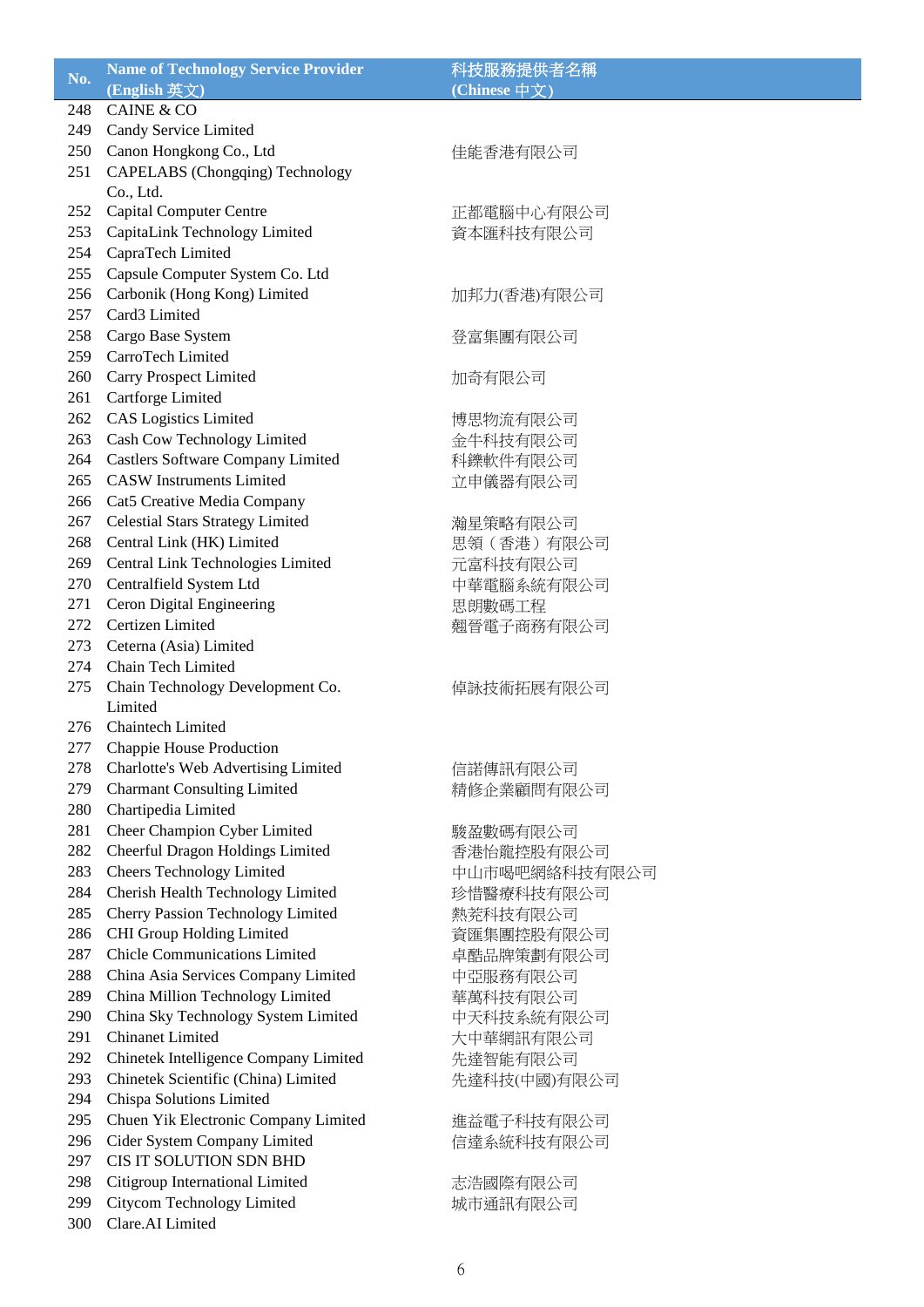| No. | Name of Technology Service Provider (English 英文) | 科技服務提供者名稱 (Chinese 中文) |
|---|---|---|
| 248 | CAINE & CO | |
| 249 | Candy Service Limited | |
| 250 | Canon Hongkong Co., Ltd | 佳能香港有限公司 |
| 251 | CAPELABS (Chongqing) Technology Co., Ltd. | |
| 252 | Capital Computer Centre | 正都電腦中心有限公司 |
| 253 | CapitaLink Technology Limited | 資本匯科技有限公司 |
| 254 | CapraTech Limited | |
| 255 | Capsule Computer System Co. Ltd | |
| 256 | Carbonik (Hong Kong) Limited | 加邦力(香港)有限公司 |
| 257 | Card3 Limited | |
| 258 | Cargo Base System | 登富集團有限公司 |
| 259 | CarroTech Limited | |
| 260 | Carry Prospect Limited | 加奇有限公司 |
| 261 | Cartforge Limited | |
| 262 | CAS Logistics Limited | 博思物流有限公司 |
| 263 | Cash Cow Technology Limited | 金牛科技有限公司 |
| 264 | Castlers Software Company Limited | 科鑠軟件有限公司 |
| 265 | CASW Instruments Limited | 立申儀器有限公司 |
| 266 | Cat5 Creative Media Company | |
| 267 | Celestial Stars Strategy Limited | 瀚星策略有限公司 |
| 268 | Central Link (HK) Limited | 思領（香港）有限公司 |
| 269 | Central Link Technologies Limited | 元富科技有限公司 |
| 270 | Centralfield System Ltd | 中華電腦系統有限公司 |
| 271 | Ceron Digital Engineering | 思朗數碼工程 |
| 272 | Certizen Limited | 翹晉電子商務有限公司 |
| 273 | Ceterna (Asia) Limited | |
| 274 | Chain Tech Limited | |
| 275 | Chain Technology Development Co. Limited | 倬詠技術拓展有限公司 |
| 276 | Chaintech Limited | |
| 277 | Chappie House Production | |
| 278 | Charlotte's Web Advertising Limited | 信諾傳訊有限公司 |
| 279 | Charmant Consulting Limited | 精修企業顧問有限公司 |
| 280 | Chartipedia Limited | |
| 281 | Cheer Champion Cyber Limited | 駿盈數碼有限公司 |
| 282 | Cheerful Dragon Holdings Limited | 香港怡龍控股有限公司 |
| 283 | Cheers Technology Limited | 中山市喝吧網絡科技有限公司 |
| 284 | Cherish Health Technology Limited | 珍惜醫療科技有限公司 |
| 285 | Cherry Passion Technology Limited | 熱莞科技有限公司 |
| 286 | CHI Group Holding Limited | 資匯集團控股有限公司 |
| 287 | Chicle Communications Limited | 卓酷品牌策劃有限公司 |
| 288 | China Asia Services Company Limited | 中亞服務有限公司 |
| 289 | China Million Technology Limited | 華萬科技有限公司 |
| 290 | China Sky Technology System Limited | 中天科技系統有限公司 |
| 291 | Chinanet Limited | 大中華網訊有限公司 |
| 292 | Chinetek Intelligence Company Limited | 先達智能有限公司 |
| 293 | Chinetek Scientific (China) Limited | 先達科技(中國)有限公司 |
| 294 | Chispa Solutions Limited | |
| 295 | Chuen Yik Electronic Company Limited | 進益電子科技有限公司 |
| 296 | Cider System Company Limited | 信達系統科技有限公司 |
| 297 | CIS IT SOLUTION SDN BHD | |
| 298 | Citigroup International Limited | 志浩國際有限公司 |
| 299 | Citycom Technology Limited | 城市通訊有限公司 |
| 300 | Clare.AI Limited | |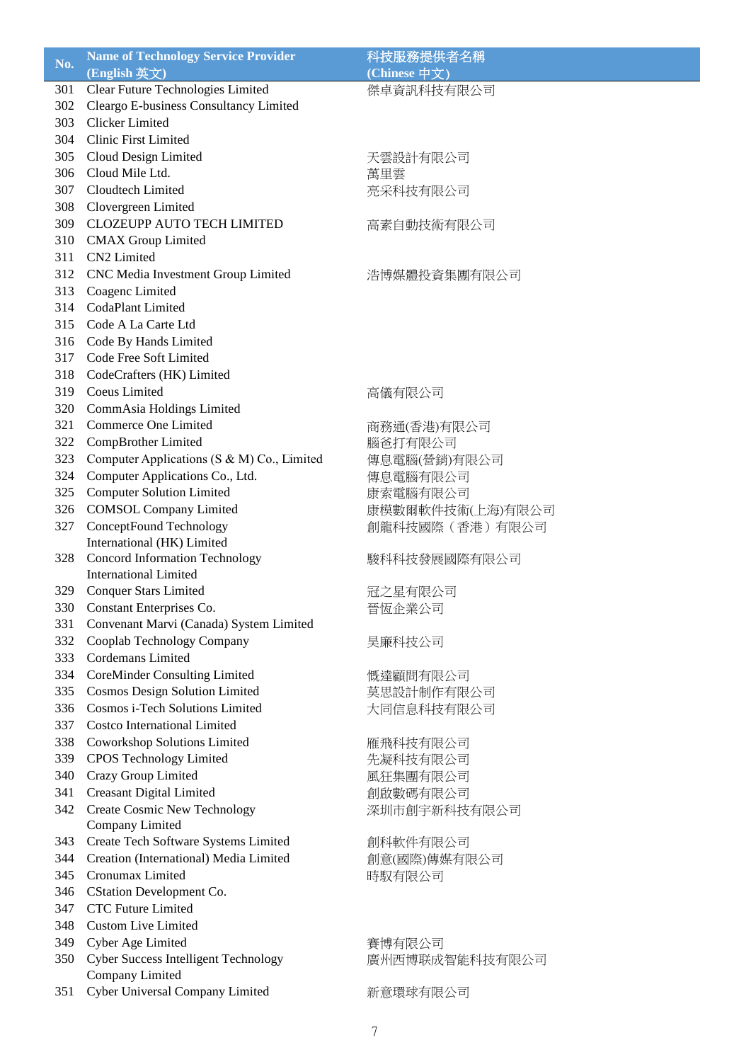| No. | Name of Technology Service Provider (English 英文) | 科技服務提供者名稱 (Chinese 中文) |
|---|---|---|
| 301 | Clear Future Technologies Limited | 傑卓資訊科技有限公司 |
| 302 | Cleargo E-business Consultancy Limited | |
| 303 | Clicker Limited | |
| 304 | Clinic First Limited | |
| 305 | Cloud Design Limited | 天雲設計有限公司 |
| 306 | Cloud Mile Ltd. | 萬里雲 |
| 307 | Cloudtech Limited | 亮采科技有限公司 |
| 308 | Clovergreen Limited | |
| 309 | CLOZEUPP AUTO TECH LIMITED | 高素自動技術有限公司 |
| 310 | CMAX Group Limited | |
| 311 | CN2 Limited | |
| 312 | CNC Media Investment Group Limited | 浩博媒體投資集團有限公司 |
| 313 | Coagenc Limited | |
| 314 | CodaPlant Limited | |
| 315 | Code A La Carte Ltd | |
| 316 | Code By Hands Limited | |
| 317 | Code Free Soft Limited | |
| 318 | CodeCrafters (HK) Limited | |
| 319 | Coeus Limited | 高儀有限公司 |
| 320 | CommAsia Holdings Limited | |
| 321 | Commerce One Limited | 商務通(香港)有限公司 |
| 322 | CompBrother Limited | 腦爸打有限公司 |
| 323 | Computer Applications (S & M) Co., Limited | 傳息電腦(營銷)有限公司 |
| 324 | Computer Applications Co., Ltd. | 傳息電腦有限公司 |
| 325 | Computer Solution Limited | 康索電腦有限公司 |
| 326 | COMSOL Company Limited | 康模數爾軟件技術(上海)有限公司 |
| 327 | ConceptFound Technology International (HK) Limited | 創龍科技國際（香港）有限公司 |
| 328 | Concord Information Technology International Limited | 駿科科技發展國際有限公司 |
| 329 | Conquer Stars Limited | 冠之星有限公司 |
| 330 | Constant Enterprises Co. | 晉恆企業公司 |
| 331 | Convenant Marvi (Canada) System Limited | |
| 332 | Cooplab Technology Company | 昊廉科技公司 |
| 333 | Cordemans Limited | |
| 334 | CoreMinder Consulting Limited | 慨達顧問有限公司 |
| 335 | Cosmos Design Solution Limited | 莫思設計制作有限公司 |
| 336 | Cosmos i-Tech Solutions Limited | 大同信息科技有限公司 |
| 337 | Costco International Limited | |
| 338 | Coworkshop Solutions Limited | 雁飛科技有限公司 |
| 339 | CPOS Technology Limited | 先凝科技有限公司 |
| 340 | Crazy Group Limited | 風狂集團有限公司 |
| 341 | Creasant Digital Limited | 創啟數碼有限公司 |
| 342 | Create Cosmic New Technology Company Limited | 深圳市創宇新科技有限公司 |
| 343 | Create Tech Software Systems Limited | 創科軟件有限公司 |
| 344 | Creation (International) Media Limited | 創意(國際)傳媒有限公司 |
| 345 | Cronumax Limited | 時馭有限公司 |
| 346 | CStation Development Co. | |
| 347 | CTC Future Limited | |
| 348 | Custom Live Limited | |
| 349 | Cyber Age Limited | 賽博有限公司 |
| 350 | Cyber Success Intelligent Technology Company Limited | 廣州西博联成智能科技有限公司 |
| 351 | Cyber Universal Company Limited | 新意環球有限公司 |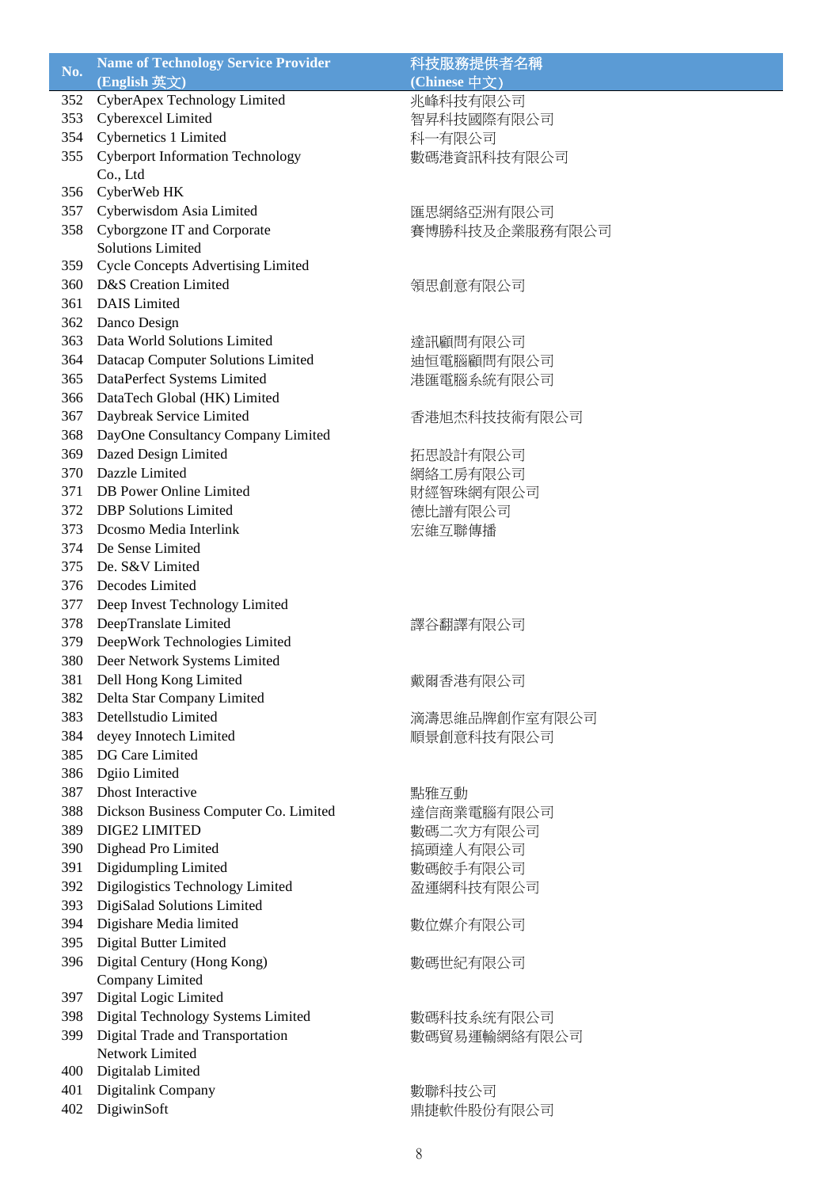| No. | Name of Technology Service Provider (English 英文) | 科技服務提供者名稱 (Chinese 中文) |
|---|---|---|
| 352 | CyberApex Technology Limited | 兆峰科技有限公司 |
| 353 | Cyberexcel Limited | 智昇科技國際有限公司 |
| 354 | Cybernetics 1 Limited | 科一有限公司 |
| 355 | Cyberport Information Technology Co., Ltd | 數碼港資訊科技有限公司 |
| 356 | CyberWeb HK | |
| 357 | Cyberwisdom Asia Limited | 匯思網絡亞洲有限公司 |
| 358 | Cyborgzone IT and Corporate Solutions Limited | 賽博勝科技及企業服務有限公司 |
| 359 | Cycle Concepts Advertising Limited | |
| 360 | D&S Creation Limited | 領思創意有限公司 |
| 361 | DAIS Limited | |
| 362 | Danco Design | |
| 363 | Data World Solutions Limited | 達訊顧問有限公司 |
| 364 | Datacap Computer Solutions Limited | 迪恒電腦顧問有限公司 |
| 365 | DataPerfect Systems Limited | 港匯電腦系統有限公司 |
| 366 | DataTech Global (HK) Limited | |
| 367 | Daybreak Service Limited | 香港旭杰科技技術有限公司 |
| 368 | DayOne Consultancy Company Limited | |
| 369 | Dazed Design Limited | 拓思設計有限公司 |
| 370 | Dazzle Limited | 網絡工房有限公司 |
| 371 | DB Power Online Limited | 財經智珠網有限公司 |
| 372 | DBP Solutions Limited | 德比譜有限公司 |
| 373 | Dcosmo Media Interlink | 宏維互聯傳播 |
| 374 | De Sense Limited | |
| 375 | De. S&V Limited | |
| 376 | Decodes Limited | |
| 377 | Deep Invest Technology Limited | |
| 378 | DeepTranslate Limited | 譯谷翻譯有限公司 |
| 379 | DeepWork Technologies Limited | |
| 380 | Deer Network Systems Limited | |
| 381 | Dell Hong Kong Limited | 戴爾香港有限公司 |
| 382 | Delta Star Company Limited | |
| 383 | Detellstudio Limited | 滴濤思維品牌創作室有限公司 |
| 384 | deyey Innotech Limited | 順景創意科技有限公司 |
| 385 | DG Care Limited | |
| 386 | Dgiio Limited | |
| 387 | Dhost Interactive | 點雅互動 |
| 388 | Dickson Business Computer Co. Limited | 達信商業電腦有限公司 |
| 389 | DIGE2 LIMITED | 數碼二次方有限公司 |
| 390 | Dighead Pro Limited | 搞頭達人有限公司 |
| 391 | Digidumpling Limited | 數碼餃手有限公司 |
| 392 | Digilogistics Technology Limited | 盈運網科技有限公司 |
| 393 | DigiSalad Solutions Limited | |
| 394 | Digishare Media limited | 數位媒介有限公司 |
| 395 | Digital Butter Limited | |
| 396 | Digital Century (Hong Kong) Company Limited | 數碼世紀有限公司 |
| 397 | Digital Logic Limited | |
| 398 | Digital Technology Systems Limited | 數碼科技系統有限公司 |
| 399 | Digital Trade and Transportation Network Limited | 數碼貿易運輸網絡有限公司 |
| 400 | Digitalab Limited | |
| 401 | Digitalink Company | 數聯科技公司 |
| 402 | DigiwinSoft | 鼎捷軟件股份有限公司 |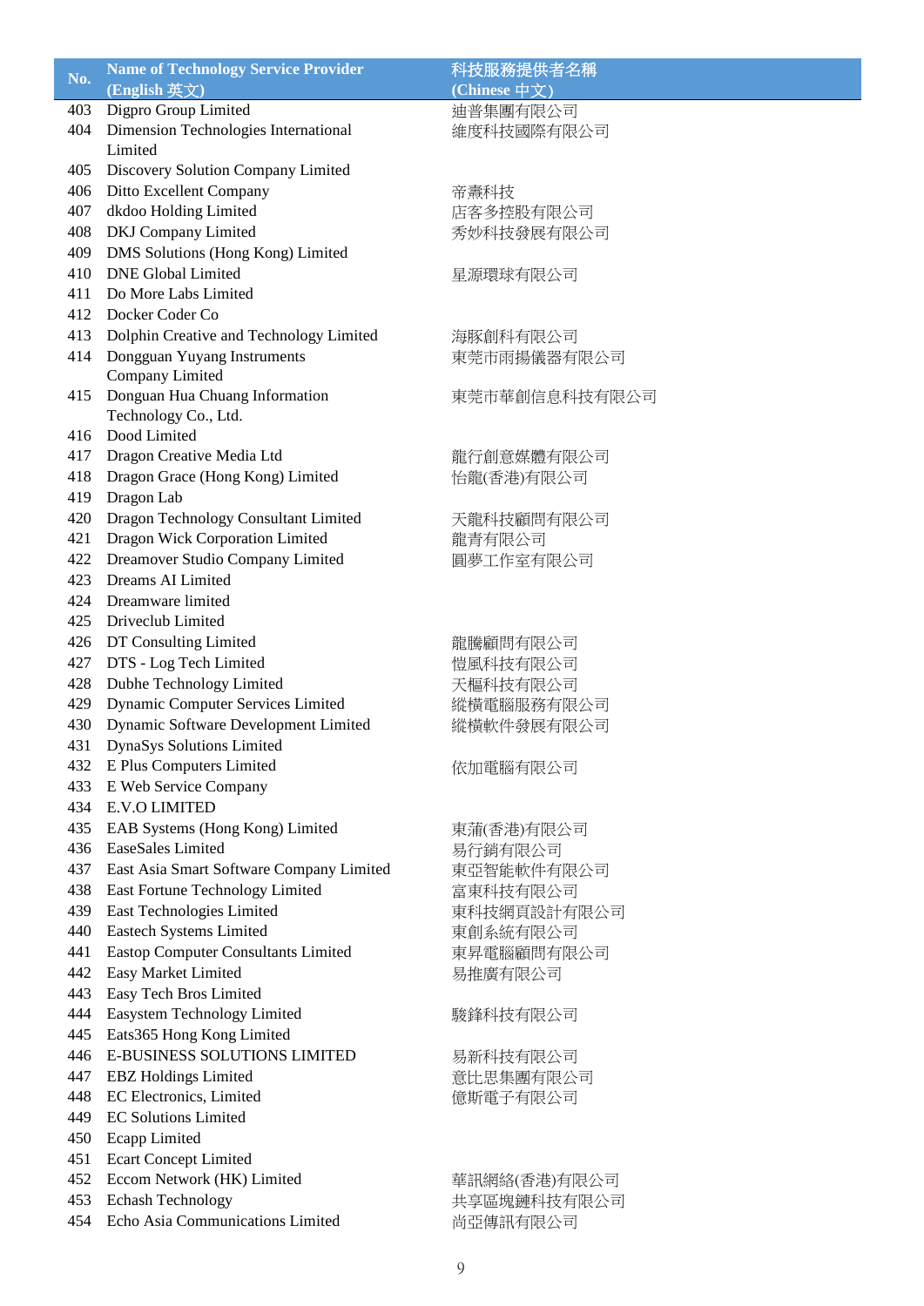| No. | Name of Technology Service Provider (English 英文) | 科技服務提供者名稱 (Chinese 中文) |
|---|---|---|
| 403 | Digpro Group Limited | 迪普集團有限公司 |
| 404 | Dimension Technologies International Limited | 維度科技國際有限公司 |
| 405 | Discovery Solution Company Limited | |
| 406 | Ditto Excellent Company | 帝熹科技 |
| 407 | dkdoo Holding Limited | 店客多控股有限公司 |
| 408 | DKJ Company Limited | 秀妙科技發展有限公司 |
| 409 | DMS Solutions (Hong Kong) Limited | |
| 410 | DNE Global Limited | 星源環球有限公司 |
| 411 | Do More Labs Limited | |
| 412 | Docker Coder Co | |
| 413 | Dolphin Creative and Technology Limited | 海豚創科有限公司 |
| 414 | Dongguan Yuyang Instruments Company Limited | 東莞市雨揚儀器有限公司 |
| 415 | Donguan Hua Chuang Information Technology Co., Ltd. | 東莞市華創信息科技有限公司 |
| 416 | Dood Limited | |
| 417 | Dragon Creative Media Ltd | 龍行創意媒體有限公司 |
| 418 | Dragon Grace (Hong Kong) Limited | 怡龍(香港)有限公司 |
| 419 | Dragon Lab | |
| 420 | Dragon Technology Consultant Limited | 天龍科技顧問有限公司 |
| 421 | Dragon Wick Corporation Limited | 龍青有限公司 |
| 422 | Dreamover Studio Company Limited | 圓夢工作室有限公司 |
| 423 | Dreams AI Limited | |
| 424 | Dreamware limited | |
| 425 | Driveclub Limited | |
| 426 | DT Consulting Limited | 龍騰顧問有限公司 |
| 427 | DTS - Log Tech Limited | 愷風科技有限公司 |
| 428 | Dubhe Technology Limited | 天樞科技有限公司 |
| 429 | Dynamic Computer Services Limited | 縱橫電腦服務有限公司 |
| 430 | Dynamic Software Development Limited | 縱橫軟件發展有限公司 |
| 431 | DynaSys Solutions Limited | |
| 432 | E Plus Computers Limited | 依加電腦有限公司 |
| 433 | E Web Service Company | |
| 434 | E.V.O LIMITED | |
| 435 | EAB Systems (Hong Kong) Limited | 東蒲(香港)有限公司 |
| 436 | EaseSales Limited | 易行銷有限公司 |
| 437 | East Asia Smart Software Company Limited | 東亞智能軟件有限公司 |
| 438 | East Fortune Technology Limited | 富東科技有限公司 |
| 439 | East Technologies Limited | 東科技網頁設計有限公司 |
| 440 | Eastech Systems Limited | 東創系統有限公司 |
| 441 | Eastop Computer Consultants Limited | 東昇電腦顧問有限公司 |
| 442 | Easy Market Limited | 易推廣有限公司 |
| 443 | Easy Tech Bros Limited | |
| 444 | Easystem Technology Limited | 駿鋒科技有限公司 |
| 445 | Eats365 Hong Kong Limited | |
| 446 | E-BUSINESS SOLUTIONS LIMITED | 易新科技有限公司 |
| 447 | EBZ Holdings Limited | 意比思集團有限公司 |
| 448 | EC Electronics, Limited | 億斯電子有限公司 |
| 449 | EC Solutions Limited | |
| 450 | Ecapp Limited | |
| 451 | Ecart Concept Limited | |
| 452 | Eccom Network (HK) Limited | 華訊網絡(香港)有限公司 |
| 453 | Echash Technology | 共享區塊鏈科技有限公司 |
| 454 | Echo Asia Communications Limited | 尚亞傳訊有限公司 |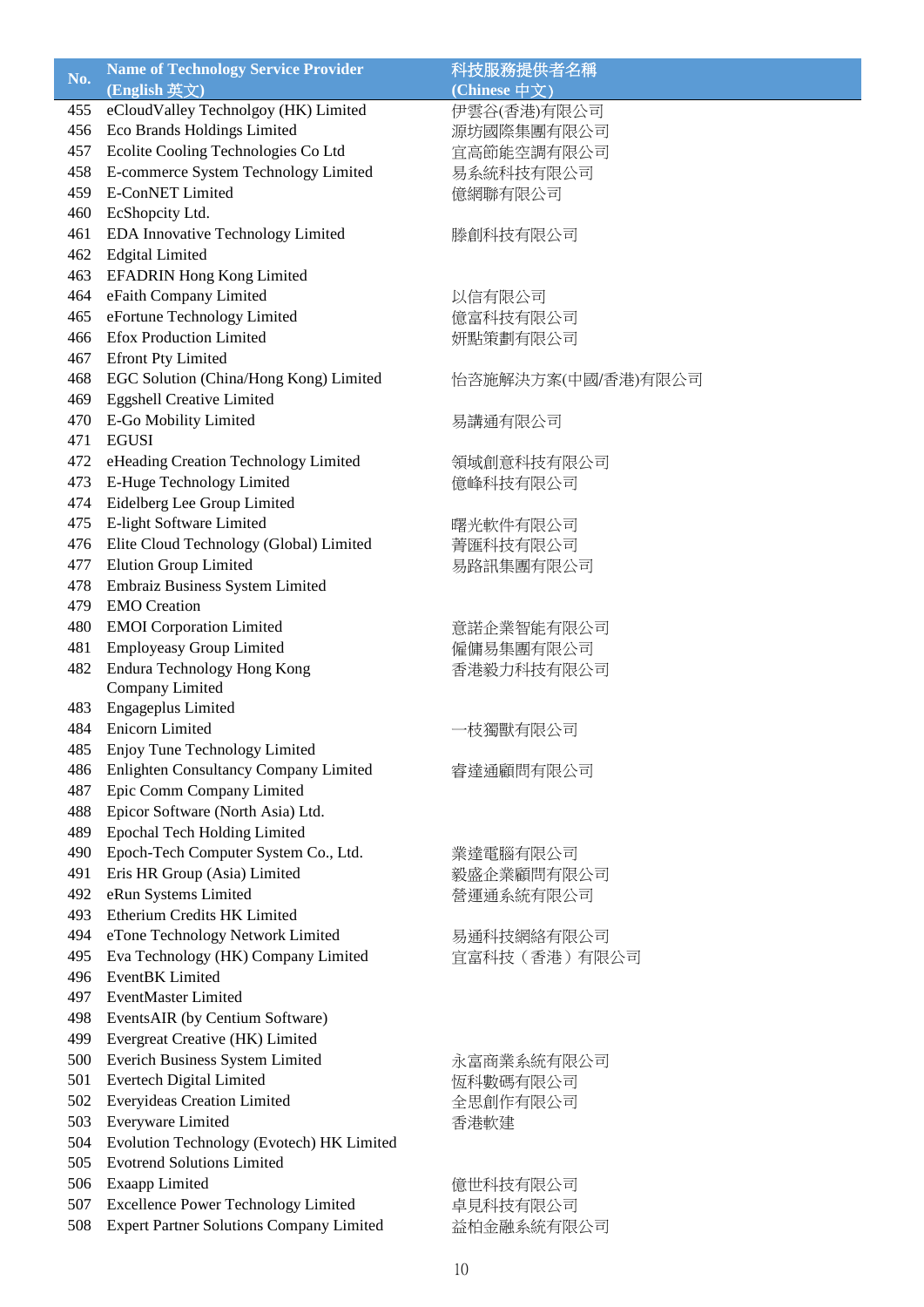| No. | Name of Technology Service Provider (English 英文) | 科技服務提供者名稱 (Chinese 中文) |
|---|---|---|
| 455 | eCloudValley Technolgoy (HK) Limited | 伊雲谷(香港)有限公司 |
| 456 | Eco Brands Holdings Limited | 源坊國際集團有限公司 |
| 457 | Ecolite Cooling Technologies Co Ltd | 宜高節能空調有限公司 |
| 458 | E-commerce System Technology Limited | 易系統科技有限公司 |
| 459 | E-ConNET Limited | 億網聯有限公司 |
| 460 | EcShopcity Ltd. | |
| 461 | EDA Innovative Technology Limited | 滕創科技有限公司 |
| 462 | Edgital Limited | |
| 463 | EFADRIN Hong Kong Limited | |
| 464 | eFaith Company Limited | 以信有限公司 |
| 465 | eFortune Technology Limited | 億富科技有限公司 |
| 466 | Efox Production Limited | 妍點策劃有限公司 |
| 467 | Efront Pty Limited | |
| 468 | EGC Solution (China/Hong Kong) Limited | 怡咨施解決方案(中國/香港)有限公司 |
| 469 | Eggshell Creative Limited | |
| 470 | E-Go Mobility Limited | 易講通有限公司 |
| 471 | EGUSI | |
| 472 | eHeading Creation Technology Limited | 領域創意科技有限公司 |
| 473 | E-Huge Technology Limited | 億峰科技有限公司 |
| 474 | Eidelberg Lee Group Limited | |
| 475 | E-light Software Limited | 曙光軟件有限公司 |
| 476 | Elite Cloud Technology (Global) Limited | 菁匯科技有限公司 |
| 477 | Elution Group Limited | 易路訊集團有限公司 |
| 478 | Embraiz Business System Limited | |
| 479 | EMO Creation | |
| 480 | EMOI Corporation Limited | 意諾企業智能有限公司 |
| 481 | Employeasy Group Limited | 僱傭易集團有限公司 |
| 482 | Endura Technology Hong Kong Company Limited | 香港毅力科技有限公司 |
| 483 | Engageplus Limited | |
| 484 | Enicorn Limited | 一枝獨獸有限公司 |
| 485 | Enjoy Tune Technology Limited | |
| 486 | Enlighten Consultancy Company Limited | 睿達通顧問有限公司 |
| 487 | Epic Comm Company Limited | |
| 488 | Epicor Software (North Asia) Ltd. | |
| 489 | Epochal Tech Holding Limited | |
| 490 | Epoch-Tech Computer System Co., Ltd. | 業達電腦有限公司 |
| 491 | Eris HR Group (Asia) Limited | 毅盛企業顧問有限公司 |
| 492 | eRun Systems Limited | 營運通系統有限公司 |
| 493 | Etherium Credits HK Limited | |
| 494 | eTone Technology Network Limited | 易通科技網絡有限公司 |
| 495 | Eva Technology (HK) Company Limited | 宜富科技（香港）有限公司 |
| 496 | EventBK Limited | |
| 497 | EventMaster Limited | |
| 498 | EventsAIR (by Centium Software) | |
| 499 | Evergreat Creative (HK) Limited | |
| 500 | Everich Business System Limited | 永富商業系統有限公司 |
| 501 | Evertech Digital Limited | 恆科數碼有限公司 |
| 502 | Everyideas Creation Limited | 全思創作有限公司 |
| 503 | Everyware Limited | 香港軟建 |
| 504 | Evolution Technology (Evotech) HK Limited | |
| 505 | Evotrend Solutions Limited | |
| 506 | Exaapp Limited | 億世科技有限公司 |
| 507 | Excellence Power Technology Limited | 卓見科技有限公司 |
| 508 | Expert Partner Solutions Company Limited | 益柏金融系統有限公司 |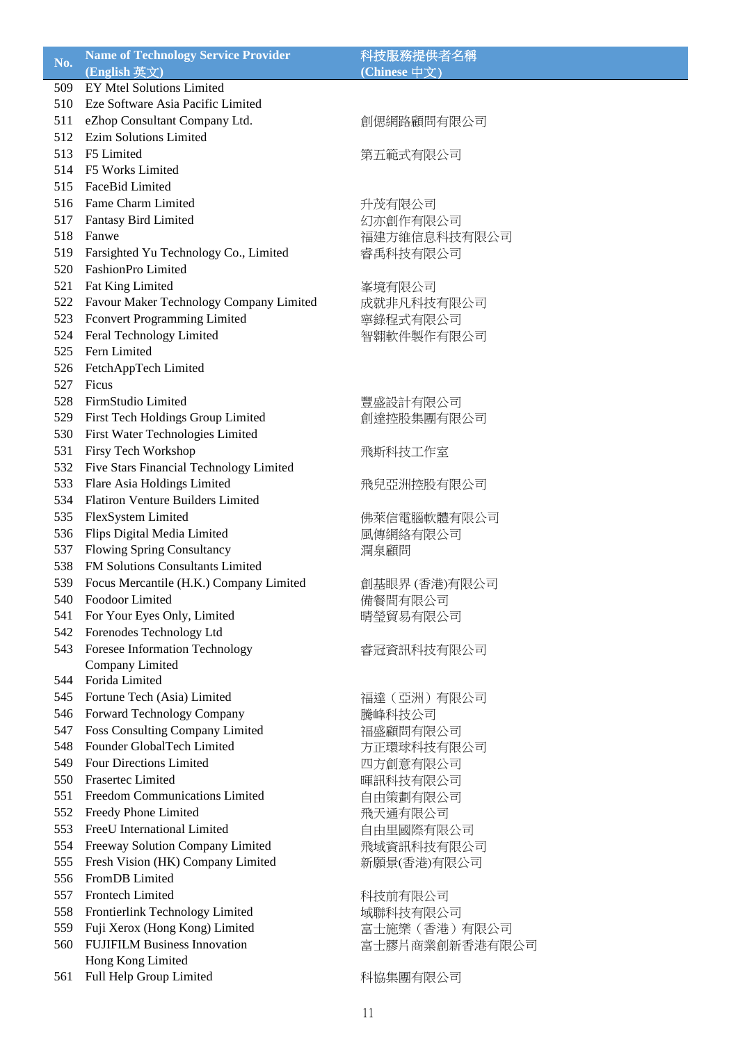| No. | Name of Technology Service Provider (English 英文) | 科技服務提供者名稱 (Chinese 中文) |
|---|---|---|
| 509 | EY Mtel Solutions Limited | |
| 510 | Eze Software Asia Pacific Limited | |
| 511 | eZhop Consultant Company Ltd. | 創偲網路顧問有限公司 |
| 512 | Ezim Solutions Limited | |
| 513 | F5 Limited | 第五範式有限公司 |
| 514 | F5 Works Limited | |
| 515 | FaceBid Limited | |
| 516 | Fame Charm Limited | 升茂有限公司 |
| 517 | Fantasy Bird Limited | 幻亦創作有限公司 |
| 518 | Fanwe | 福建方維信息科技有限公司 |
| 519 | Farsighted Yu Technology Co., Limited | 睿禹科技有限公司 |
| 520 | FashionPro Limited | |
| 521 | Fat King Limited | 峯境有限公司 |
| 522 | Favour Maker Technology Company Limited | 成就非凡科技有限公司 |
| 523 | Fconvert Programming Limited | 寧錄程式有限公司 |
| 524 | Feral Technology Limited | 智翱軟件製作有限公司 |
| 525 | Fern Limited | |
| 526 | FetchAppTech Limited | |
| 527 | Ficus | |
| 528 | FirmStudio Limited | 豐盛設計有限公司 |
| 529 | First Tech Holdings Group Limited | 創達控股集團有限公司 |
| 530 | First Water Technologies Limited | |
| 531 | Firsy Tech Workshop | 飛斯科技工作室 |
| 532 | Five Stars Financial Technology Limited | |
| 533 | Flare Asia Holdings Limited | 飛兒亞洲控股有限公司 |
| 534 | Flatiron Venture Builders Limited | |
| 535 | FlexSystem Limited | 佛萊信電腦軟體有限公司 |
| 536 | Flips Digital Media Limited | 風傳網絡有限公司 |
| 537 | Flowing Spring Consultancy | 潤泉顧問 |
| 538 | FM Solutions Consultants Limited | |
| 539 | Focus Mercantile (H.K.) Company Limited | 創基眼界 (香港)有限公司 |
| 540 | Foodoor Limited | 備餐間有限公司 |
| 541 | For Your Eyes Only, Limited | 晴瑩貿易有限公司 |
| 542 | Forenodes Technology Ltd | |
| 543 | Foresee Information Technology Company Limited | 睿冠資訊科技有限公司 |
| 544 | Forida Limited | |
| 545 | Fortune Tech (Asia) Limited | 福達（亞洲）有限公司 |
| 546 | Forward Technology Company | 騰峰科技公司 |
| 547 | Foss Consulting Company Limited | 福盛顧問有限公司 |
| 548 | Founder GlobalTech Limited | 方正環球科技有限公司 |
| 549 | Four Directions Limited | 四方創意有限公司 |
| 550 | Frasertec Limited | 暉訊科技有限公司 |
| 551 | Freedom Communications Limited | 自由策劃有限公司 |
| 552 | Freedy Phone Limited | 飛天通有限公司 |
| 553 | FreeU International Limited | 自由里國際有限公司 |
| 554 | Freeway Solution Company Limited | 飛域資訊科技有限公司 |
| 555 | Fresh Vision (HK) Company Limited | 新願景(香港)有限公司 |
| 556 | FromDB Limited | |
| 557 | Frontech Limited | 科技前有限公司 |
| 558 | Frontierlink Technology Limited | 域聯科技有限公司 |
| 559 | Fuji Xerox (Hong Kong) Limited | 富士施樂（香港）有限公司 |
| 560 | FUJIFILM Business Innovation Hong Kong Limited | 富士膠片商業創新香港有限公司 |
| 561 | Full Help Group Limited | 科協集團有限公司 |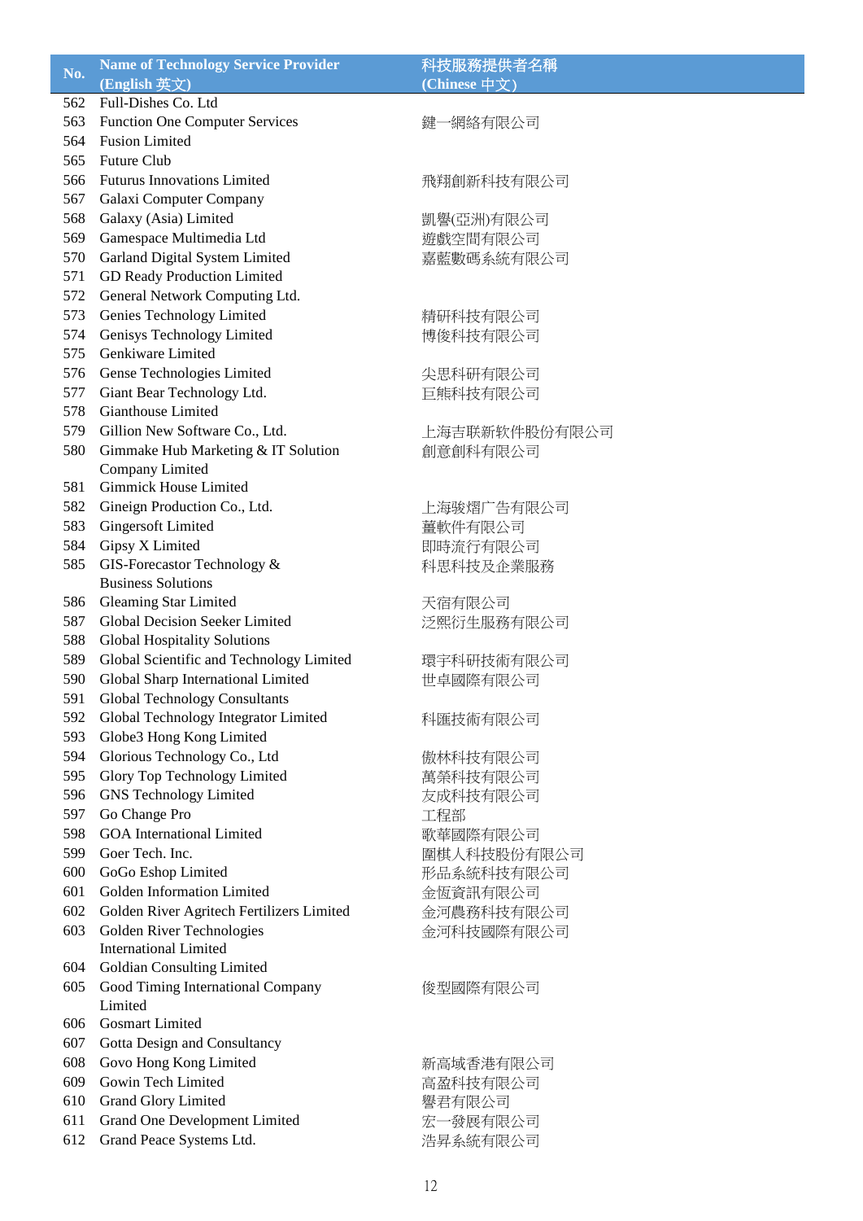| No. | Name of Technology Service Provider (English 英文) | 科技服務提供者名稱 (Chinese 中文) |
|---|---|---|
| 562 | Full-Dishes Co. Ltd | |
| 563 | Function One Computer Services | 鍵一網絡有限公司 |
| 564 | Fusion Limited | |
| 565 | Future Club | |
| 566 | Futurus Innovations Limited | 飛翔創新科技有限公司 |
| 567 | Galaxi Computer Company | |
| 568 | Galaxy (Asia) Limited | 凱譽(亞洲)有限公司 |
| 569 | Gamespace Multimedia Ltd | 遊戲空間有限公司 |
| 570 | Garland Digital System Limited | 嘉藍數碼系統有限公司 |
| 571 | GD Ready Production Limited | |
| 572 | General Network Computing Ltd. | |
| 573 | Genies Technology Limited | 精研科技有限公司 |
| 574 | Genisys Technology Limited | 博俊科技有限公司 |
| 575 | Genkiware Limited | |
| 576 | Gense Technologies Limited | 尖思科研有限公司 |
| 577 | Giant Bear Technology Ltd. | 巨熊科技有限公司 |
| 578 | Gianthouse Limited | |
| 579 | Gillion New Software Co., Ltd. | 上海吉联新软件股份有限公司 |
| 580 | Gimmake Hub Marketing & IT Solution Company Limited | 創意創科有限公司 |
| 581 | Gimmick House Limited | |
| 582 | Gineign Production Co., Ltd. | 上海駿熠广告有限公司 |
| 583 | Gingersoft Limited | 薑軟件有限公司 |
| 584 | Gipsy X Limited | 即時流行有限公司 |
| 585 | GIS-Forecastor Technology & Business Solutions | 科思科技及企業服務 |
| 586 | Gleaming Star Limited | 天宿有限公司 |
| 587 | Global Decision Seeker Limited | 泛熙衍生服務有限公司 |
| 588 | Global Hospitality Solutions | |
| 589 | Global Scientific and Technology Limited | 環宇科研技術有限公司 |
| 590 | Global Sharp International Limited | 世卓國際有限公司 |
| 591 | Global Technology Consultants | |
| 592 | Global Technology Integrator Limited | 科匯技術有限公司 |
| 593 | Globe3 Hong Kong Limited | |
| 594 | Glorious Technology Co., Ltd | 傲林科技有限公司 |
| 595 | Glory Top Technology Limited | 萬榮科技有限公司 |
| 596 | GNS Technology Limited | 友成科技有限公司 |
| 597 | Go Change Pro | 工程部 |
| 598 | GOA International Limited | 歌華國際有限公司 |
| 599 | Goer Tech. Inc. | 圍棋人科技股份有限公司 |
| 600 | GoGo Eshop Limited | 形品系統科技有限公司 |
| 601 | Golden Information Limited | 金恆資訊有限公司 |
| 602 | Golden River Agritech Fertilizers Limited | 金河農務科技有限公司 |
| 603 | Golden River Technologies International Limited | 金河科技國際有限公司 |
| 604 | Goldian Consulting Limited | |
| 605 | Good Timing International Company Limited | 俊型國際有限公司 |
| 606 | Gosmart Limited | |
| 607 | Gotta Design and Consultancy | |
| 608 | Govo Hong Kong Limited | 新高域香港有限公司 |
| 609 | Gowin Tech Limited | 高盈科技有限公司 |
| 610 | Grand Glory Limited | 譽君有限公司 |
| 611 | Grand One Development Limited | 宏一發展有限公司 |
| 612 | Grand Peace Systems Ltd. | 浩昇系統有限公司 |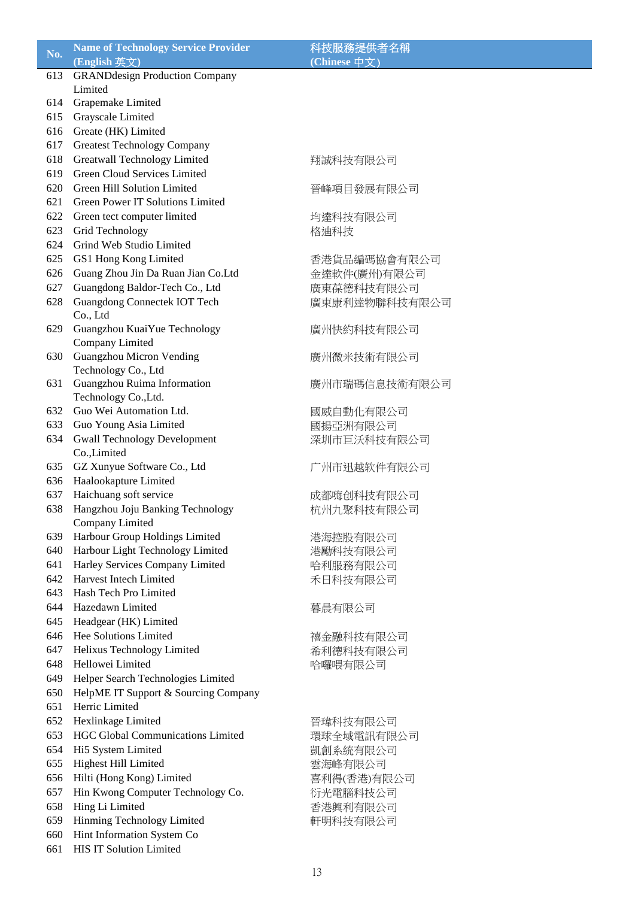| No. | Name of Technology Service Provider (English 英文) | 科技服務提供者名稱 (Chinese 中文) |
|---|---|---|
| 613 | GRANDdesign Production Company Limited | |
| 614 | Grapemake Limited | |
| 615 | Grayscale Limited | |
| 616 | Greate (HK) Limited | |
| 617 | Greatest Technology Company | |
| 618 | Greatwall Technology Limited | 翔誠科技有限公司 |
| 619 | Green Cloud Services Limited | |
| 620 | Green Hill Solution Limited | 晉峰項目發展有限公司 |
| 621 | Green Power IT Solutions Limited | |
| 622 | Green tect computer limited | 均達科技有限公司 |
| 623 | Grid Technology | 格迪科技 |
| 624 | Grind Web Studio Limited | |
| 625 | GS1 Hong Kong Limited | 香港貨品編碼協會有限公司 |
| 626 | Guang Zhou Jin Da Ruan Jian Co.Ltd | 金達軟件(廣州)有限公司 |
| 627 | Guangdong Baldor-Tech Co., Ltd | 廣東葆德科技有限公司 |
| 628 | Guangdong Connectek IOT Tech Co., Ltd | 廣東康利達物聯科技有限公司 |
| 629 | Guangzhou KuaiYue Technology Company Limited | 廣州快約科技有限公司 |
| 630 | Guangzhou Micron Vending Technology Co., Ltd | 廣州微米技術有限公司 |
| 631 | Guangzhou Ruima Information Technology Co.,Ltd. | 廣州市瑞碼信息技術有限公司 |
| 632 | Guo Wei Automation Ltd. | 國威自動化有限公司 |
| 633 | Guo Young Asia Limited | 國揚亞洲有限公司 |
| 634 | Gwall Technology Development Co.,Limited | 深圳市巨沃科技有限公司 |
| 635 | GZ Xunyue Software Co., Ltd | 广州市迅越软件有限公司 |
| 636 | Haalookapture Limited | |
| 637 | Haichuang soft service | 成都嗨创科技有限公司 |
| 638 | Hangzhou Joju Banking Technology Company Limited | 杭州九聚科技有限公司 |
| 639 | Harbour Group Holdings Limited | 港海控股有限公司 |
| 640 | Harbour Light Technology Limited | 港勵科技有限公司 |
| 641 | Harley Services Company Limited | 哈利服務有限公司 |
| 642 | Harvest Intech Limited | 禾日科技有限公司 |
| 643 | Hash Tech Pro Limited | |
| 644 | Hazedawn Limited | 暮晨有限公司 |
| 645 | Headgear (HK) Limited | |
| 646 | Hee Solutions Limited | 禧金融科技有限公司 |
| 647 | Helixus Technology Limited | 希利德科技有限公司 |
| 648 | Hellowei Limited | 哈囉喂有限公司 |
| 649 | Helper Search Technologies Limited | |
| 650 | HelpME IT Support & Sourcing Company | |
| 651 | Herric Limited | |
| 652 | Hexlinkage Limited | 晉瑋科技有限公司 |
| 653 | HGC Global Communications Limited | 環球全域電訊有限公司 |
| 654 | Hi5 System Limited | 凱創系統有限公司 |
| 655 | Highest Hill Limited | 雲海峰有限公司 |
| 656 | Hilti (Hong Kong) Limited | 喜利得(香港)有限公司 |
| 657 | Hin Kwong Computer Technology Co. | 衍光電腦科技公司 |
| 658 | Hing Li Limited | 香港興利有限公司 |
| 659 | Hinming Technology Limited | 軒明科技有限公司 |
| 660 | Hint Information System Co | |
| 661 | HIS IT Solution Limited | |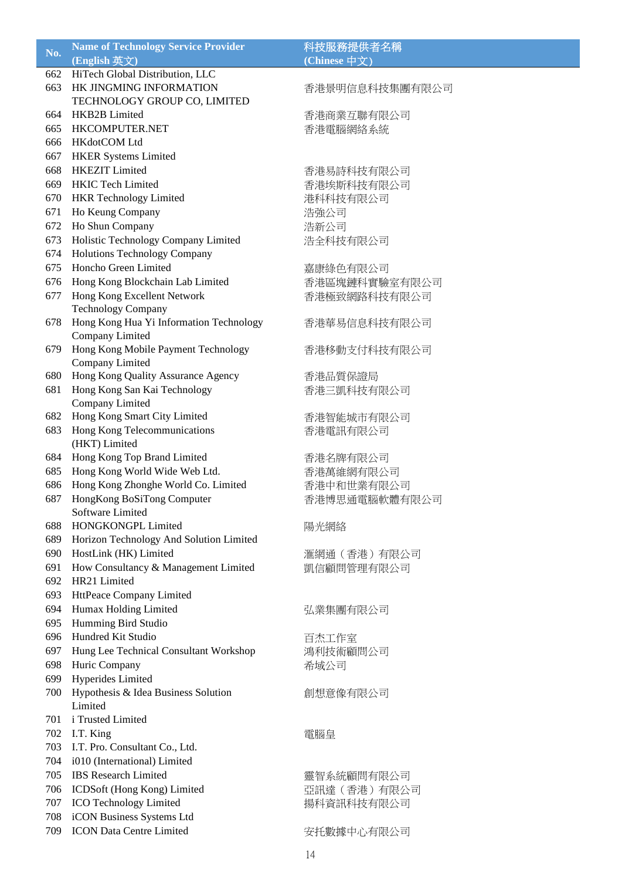| No. | Name of Technology Service Provider (English 英文) | 科技服務提供者名稱 (Chinese 中文) |
|---|---|---|
| 662 | HiTech Global Distribution, LLC | |
| 663 | HK JINGMING INFORMATION TECHNOLOGY GROUP CO, LIMITED | 香港景明信息科技集團有限公司 |
| 664 | HKB2B Limited | 香港商業互聯有限公司 |
| 665 | HKCOMPUTER.NET | 香港電腦網絡系統 |
| 666 | HKdotCOM Ltd | |
| 667 | HKER Systems Limited | |
| 668 | HKEZIT Limited | 香港易詩科技有限公司 |
| 669 | HKIC Tech Limited | 香港埃斯科技有限公司 |
| 670 | HKR Technology Limited | 港科科技有限公司 |
| 671 | Ho Keung Company | 浩強公司 |
| 672 | Ho Shun Company | 浩新公司 |
| 673 | Holistic Technology Company Limited | 浩全科技有限公司 |
| 674 | Holutions Technology Company | |
| 675 | Honcho Green Limited | 嘉康綠色有限公司 |
| 676 | Hong Kong Blockchain Lab Limited | 香港區塊鏈科實驗室有限公司 |
| 677 | Hong Kong Excellent Network Technology Company | 香港極致網路科技有限公司 |
| 678 | Hong Kong Hua Yi Information Technology Company Limited | 香港華易信息科技有限公司 |
| 679 | Hong Kong Mobile Payment Technology Company Limited | 香港移動支付科技有限公司 |
| 680 | Hong Kong Quality Assurance Agency | 香港品質保證局 |
| 681 | Hong Kong San Kai Technology Company Limited | 香港三凱科技有限公司 |
| 682 | Hong Kong Smart City Limited | 香港智能城市有限公司 |
| 683 | Hong Kong Telecommunications (HKT) Limited | 香港電訊有限公司 |
| 684 | Hong Kong Top Brand Limited | 香港名牌有限公司 |
| 685 | Hong Kong World Wide Web Ltd. | 香港萬維網有限公司 |
| 686 | Hong Kong Zhonghe World Co. Limited | 香港中和世業有限公司 |
| 687 | HongKong BoSiTong Computer Software Limited | 香港博思通電腦軟體有限公司 |
| 688 | HONGKONGPL Limited | 陽光網絡 |
| 689 | Horizon Technology And Solution Limited | |
| 690 | HostLink (HK) Limited | 滙網通（香港）有限公司 |
| 691 | How Consultancy & Management Limited | 凱信顧問管理有限公司 |
| 692 | HR21 Limited | |
| 693 | HttPeace Company Limited | |
| 694 | Humax Holding Limited | 弘業集團有限公司 |
| 695 | Humming Bird Studio | |
| 696 | Hundred Kit Studio | 百杰工作室 |
| 697 | Hung Lee Technical Consultant Workshop | 鴻利技術顧問公司 |
| 698 | Huric Company | 希域公司 |
| 699 | Hyperides Limited | |
| 700 | Hypothesis & Idea Business Solution Limited | 創想意像有限公司 |
| 701 | i Trusted Limited | |
| 702 | I.T. King | 電腦皇 |
| 703 | I.T. Pro. Consultant Co., Ltd. | |
| 704 | i010 (International) Limited | |
| 705 | IBS Research Limited | 靈智系統顧問有限公司 |
| 706 | ICDSoft (Hong Kong) Limited | 亞訊達（香港）有限公司 |
| 707 | ICO Technology Limited | 揚科資訊科技有限公司 |
| 708 | iCON Business Systems Ltd | |
| 709 | ICON Data Centre Limited | 安托數據中心有限公司 |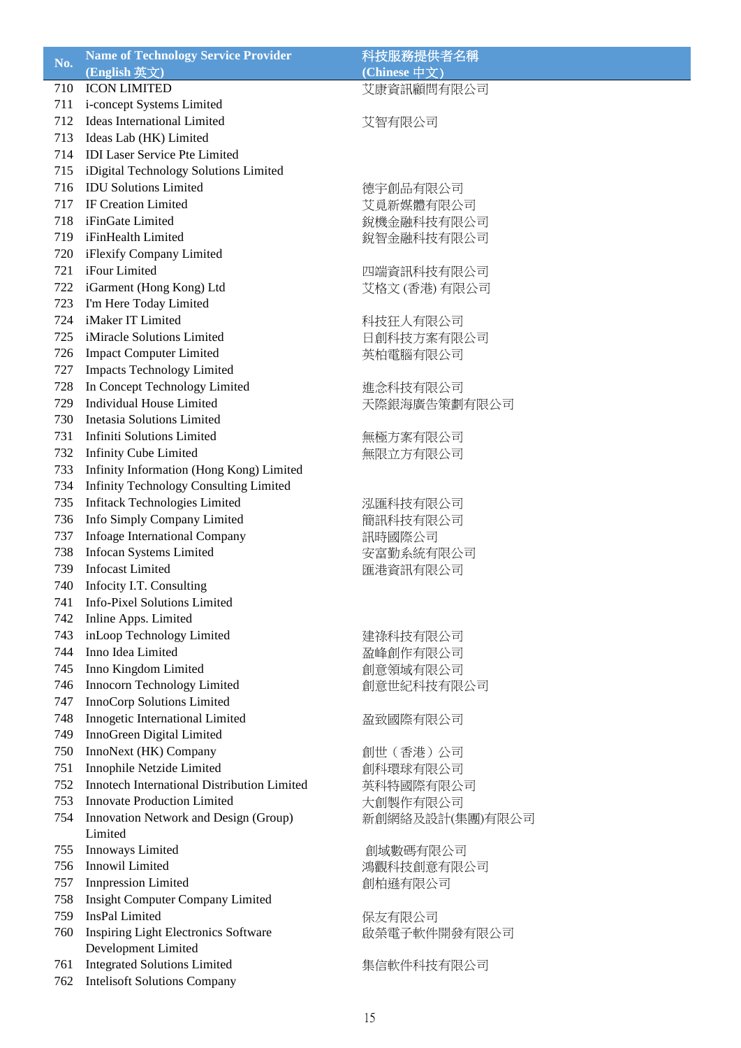| No. | Name of Technology Service Provider (English 英文) | 科技服務提供者名稱 (Chinese 中文) |
|---|---|---|
| 710 | ICON LIMITED | 艾康資訊顧問有限公司 |
| 711 | i-concept Systems Limited | |
| 712 | Ideas International Limited | 艾智有限公司 |
| 713 | Ideas Lab (HK) Limited | |
| 714 | IDI Laser Service Pte Limited | |
| 715 | iDigital Technology Solutions Limited | |
| 716 | IDU Solutions Limited | 德宇創品有限公司 |
| 717 | IF Creation Limited | 艾覓新媒體有限公司 |
| 718 | iFinGate Limited | 銳機金融科技有限公司 |
| 719 | iFinHealth Limited | 銳智金融科技有限公司 |
| 720 | iFlexify Company Limited | |
| 721 | iFour Limited | 四端資訊科技有限公司 |
| 722 | iGarment (Hong Kong) Ltd | 艾格文 (香港) 有限公司 |
| 723 | I'm Here Today Limited | |
| 724 | iMaker IT Limited | 科技狂人有限公司 |
| 725 | iMiracle Solutions Limited | 日創科技方案有限公司 |
| 726 | Impact Computer Limited | 英柏電腦有限公司 |
| 727 | Impacts Technology Limited | |
| 728 | In Concept Technology Limited | 進念科技有限公司 |
| 729 | Individual House Limited | 天際銀海廣告策劃有限公司 |
| 730 | Inetasia Solutions Limited | |
| 731 | Infiniti Solutions Limited | 無極方案有限公司 |
| 732 | Infinity Cube Limited | 無限立方有限公司 |
| 733 | Infinity Information (Hong Kong) Limited | |
| 734 | Infinity Technology Consulting Limited | |
| 735 | Infitack Technologies Limited | 泓匯科技有限公司 |
| 736 | Info Simply Company Limited | 簡訊科技有限公司 |
| 737 | Infoage International Company | 訊時國際公司 |
| 738 | Infocan Systems Limited | 安富勤系統有限公司 |
| 739 | Infocast Limited | 匯港資訊有限公司 |
| 740 | Infocity I.T. Consulting | |
| 741 | Info-Pixel Solutions Limited | |
| 742 | Inline Apps. Limited | |
| 743 | inLoop Technology Limited | 建祿科技有限公司 |
| 744 | Inno Idea Limited | 盈峰創作有限公司 |
| 745 | Inno Kingdom Limited | 創意領域有限公司 |
| 746 | Innocorn Technology Limited | 創意世紀科技有限公司 |
| 747 | InnoCorp Solutions Limited | |
| 748 | Innogetic International Limited | 盈致國際有限公司 |
| 749 | InnoGreen Digital Limited | |
| 750 | InnoNext (HK) Company | 創世（香港）公司 |
| 751 | Innophile Netzide Limited | 創科環球有限公司 |
| 752 | Innotech International Distribution Limited | 英科特國際有限公司 |
| 753 | Innovate Production Limited | 大創製作有限公司 |
| 754 | Innovation Network and Design (Group) Limited | 新創網絡及設計(集團)有限公司 |
| 755 | Innoways Limited | 創域數碼有限公司 |
| 756 | Innowil Limited | 鴻觀科技創意有限公司 |
| 757 | Innpression Limited | 創柏遜有限公司 |
| 758 | Insight Computer Company Limited | |
| 759 | InsPal Limited | 保友有限公司 |
| 760 | Inspiring Light Electronics Software Development Limited | 啟榮電子軟件開發有限公司 |
| 761 | Integrated Solutions Limited | 集信軟件科技有限公司 |
| 762 | Intelisoft Solutions Company | |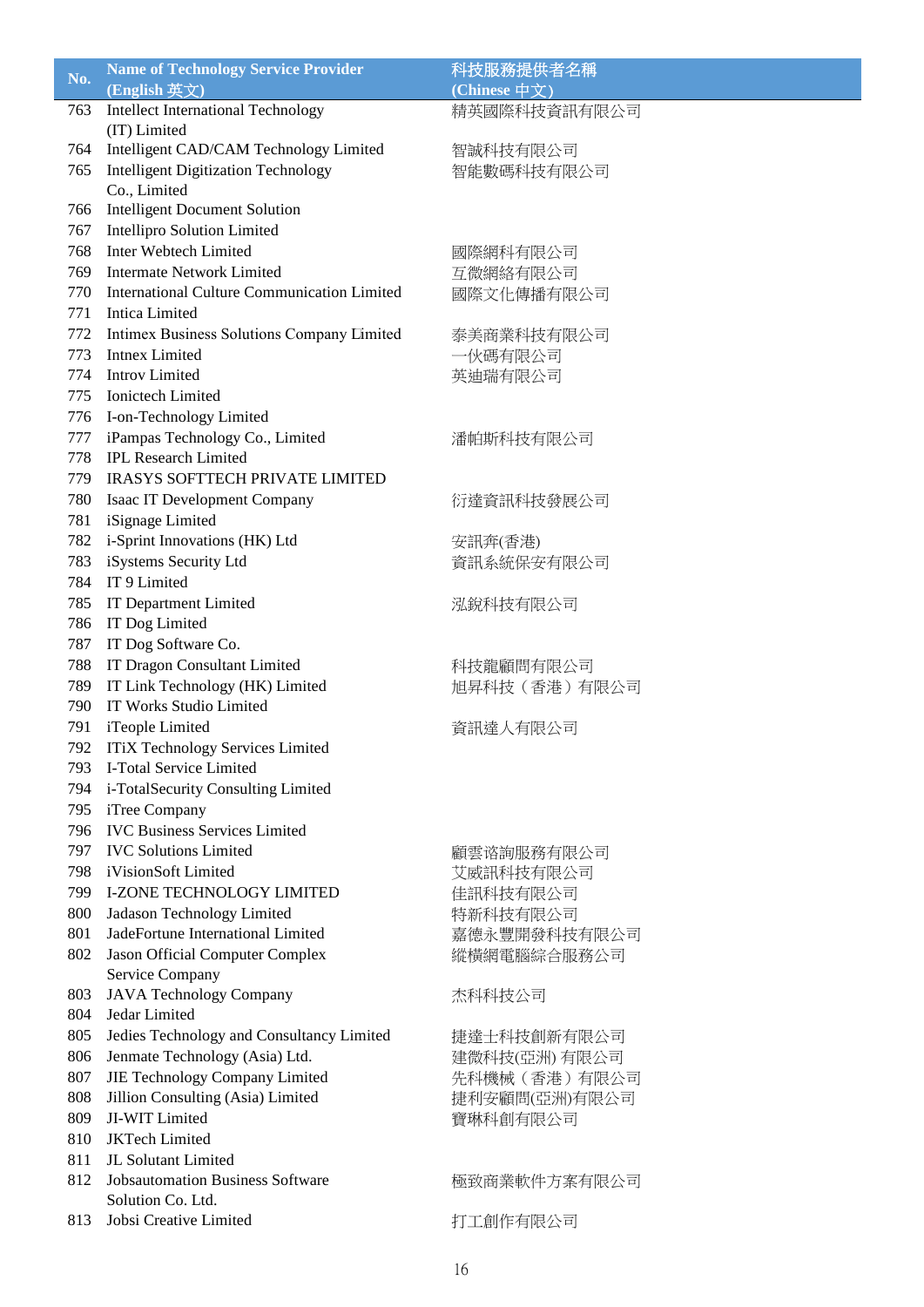| No. | Name of Technology Service Provider (English 英文) | 科技服務提供者名稱 (Chinese 中文) |
|---|---|---|
| 763 | Intellect International Technology (IT) Limited | 精英國際科技資訊有限公司 |
| 764 | Intelligent CAD/CAM Technology Limited | 智誠科技有限公司 |
| 765 | Intelligent Digitization Technology Co., Limited | 智能數碼科技有限公司 |
| 766 | Intelligent Document Solution | |
| 767 | Intellipro Solution Limited | |
| 768 | Inter Webtech Limited | 國際網科有限公司 |
| 769 | Intermate Network Limited | 互微網絡有限公司 |
| 770 | International Culture Communication Limited | 國際文化傳播有限公司 |
| 771 | Intica Limited | |
| 772 | Intimex Business Solutions Company Limited | 泰美商業科技有限公司 |
| 773 | Intnex Limited | 一伙碼有限公司 |
| 774 | Introv Limited | 英迪瑞有限公司 |
| 775 | Ionictech Limited | |
| 776 | I-on-Technology Limited | |
| 777 | iPampas Technology Co., Limited | 潘帕斯科技有限公司 |
| 778 | IPL Research Limited | |
| 779 | IRASYS SOFTTECH PRIVATE LIMITED | |
| 780 | Isaac IT Development Company | 衍達資訊科技發展公司 |
| 781 | iSignage Limited | |
| 782 | i-Sprint Innovations (HK) Ltd | 安訊奔(香港) |
| 783 | iSystems Security Ltd | 資訊系統保安有限公司 |
| 784 | IT 9 Limited | |
| 785 | IT Department Limited | 泓銳科技有限公司 |
| 786 | IT Dog Limited | |
| 787 | IT Dog Software Co. | |
| 788 | IT Dragon Consultant Limited | 科技龍顧問有限公司 |
| 789 | IT Link Technology (HK) Limited | 旭昇科技（香港）有限公司 |
| 790 | IT Works Studio Limited | |
| 791 | iTeople Limited | 資訊達人有限公司 |
| 792 | ITiX Technology Services Limited | |
| 793 | I-Total Service Limited | |
| 794 | i-TotalSecurity Consulting Limited | |
| 795 | iTree Company | |
| 796 | IVC Business Services Limited | |
| 797 | IVC Solutions Limited | 顧雲谘詢服務有限公司 |
| 798 | iVisionSoft Limited | 艾威訊科技有限公司 |
| 799 | I-ZONE TECHNOLOGY LIMITED | 佳訊科技有限公司 |
| 800 | Jadason Technology Limited | 特新科技有限公司 |
| 801 | JadeFortune International Limited | 嘉德永豐開發科技有限公司 |
| 802 | Jason Official Computer Complex Service Company | 縱橫網電腦綜合服務公司 |
| 803 | JAVA Technology Company | 杰科科技公司 |
| 804 | Jedar Limited | |
| 805 | Jedies Technology and Consultancy Limited | 捷達士科技創新有限公司 |
| 806 | Jenmate Technology (Asia) Ltd. | 建微科技(亞洲) 有限公司 |
| 807 | JIE Technology Company Limited | 先科機械（香港）有限公司 |
| 808 | Jillion Consulting (Asia) Limited | 捷利安顧問(亞洲)有限公司 |
| 809 | JI-WIT Limited | 寶琳科創有限公司 |
| 810 | JKTech Limited | |
| 811 | JL Solutant Limited | |
| 812 | Jobsautomation Business Software Solution Co. Ltd. | 極致商業軟件方案有限公司 |
| 813 | Jobsi Creative Limited | 打工創作有限公司 |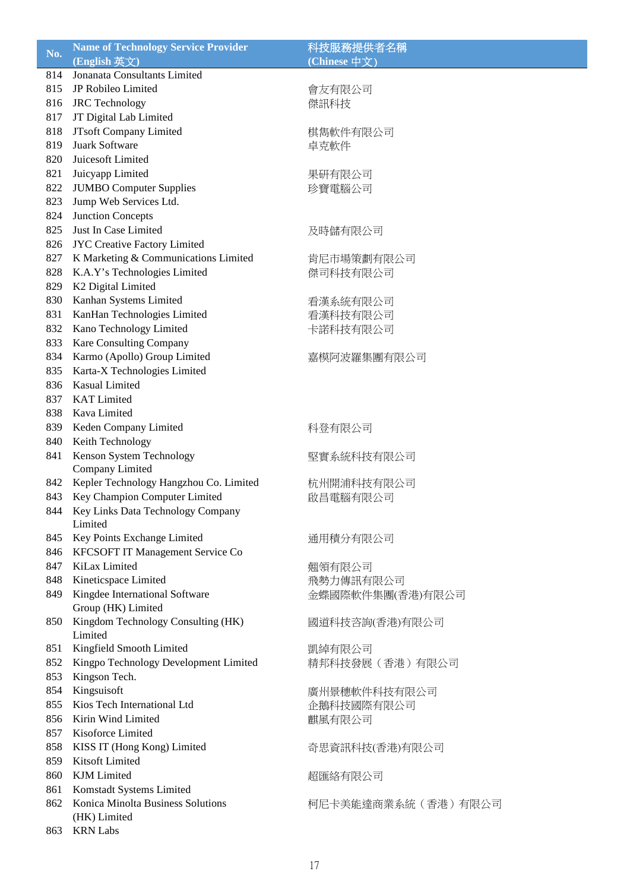| No. | Name of Technology Service Provider (English 英文) | 科技服務提供者名稱 (Chinese 中文) |
|---|---|---|
| 814 | Jonanata Consultants Limited | |
| 815 | JP Robileo Limited | 會友有限公司 |
| 816 | JRC Technology | 傑訊科技 |
| 817 | JT Digital Lab Limited | |
| 818 | JTsoft Company Limited | 棋雋軟件有限公司 |
| 819 | Juark Software | 卓克軟件 |
| 820 | Juicesoft Limited | |
| 821 | Juicyapp Limited | 果研有限公司 |
| 822 | JUMBO Computer Supplies | 珍寶電腦公司 |
| 823 | Jump Web Services Ltd. | |
| 824 | Junction Concepts | |
| 825 | Just In Case Limited | 及時儲有限公司 |
| 826 | JYC Creative Factory Limited | |
| 827 | K Marketing & Communications Limited | 肯尼市場策劃有限公司 |
| 828 | K.A.Y's Technologies Limited | 傑司科技有限公司 |
| 829 | K2 Digital Limited | |
| 830 | Kanhan Systems Limited | 看漢系統有限公司 |
| 831 | KanHan Technologies Limited | 看漢科技有限公司 |
| 832 | Kano Technology Limited | 卡諾科技有限公司 |
| 833 | Kare Consulting Company | |
| 834 | Karmo (Apollo) Group Limited | 嘉模阿波羅集團有限公司 |
| 835 | Karta-X Technologies Limited | |
| 836 | Kasual Limited | |
| 837 | KAT Limited | |
| 838 | Kava Limited | |
| 839 | Keden Company Limited | 科登有限公司 |
| 840 | Keith Technology | |
| 841 | Kenson System Technology Company Limited | 堅實系統科技有限公司 |
| 842 | Kepler Technology Hangzhou Co. Limited | 杭州開浦科技有限公司 |
| 843 | Key Champion Computer Limited | 啟昌電腦有限公司 |
| 844 | Key Links Data Technology Company Limited | |
| 845 | Key Points Exchange Limited | 通用積分有限公司 |
| 846 | KFCSOFT IT Management Service Co | |
| 847 | KiLax Limited | 翹領有限公司 |
| 848 | Kineticspace Limited | 飛勢力傳訊有限公司 |
| 849 | Kingdee International Software Group (HK) Limited | 金蝶國際軟件集團(香港)有限公司 |
| 850 | Kingdom Technology Consulting (HK) Limited | 國道科技咨詢(香港)有限公司 |
| 851 | Kingfield Smooth Limited | 凱綽有限公司 |
| 852 | Kingpo Technology Development Limited | 精邦科技發展（香港）有限公司 |
| 853 | Kingson Tech. | |
| 854 | Kingsuisoft | 廣州景穗軟件科技有限公司 |
| 855 | Kios Tech International Ltd | 企鵝科技國際有限公司 |
| 856 | Kirin Wind Limited | 麒風有限公司 |
| 857 | Kisoforce Limited | |
| 858 | KISS IT (Hong Kong) Limited | 奇思資訊科技(香港)有限公司 |
| 859 | Kitsoft Limited | |
| 860 | KJM Limited | 超匯絡有限公司 |
| 861 | Komstadt Systems Limited | |
| 862 | Konica Minolta Business Solutions (HK) Limited | 柯尼卡美能達商業系統（香港）有限公司 |
| 863 | KRN Labs | |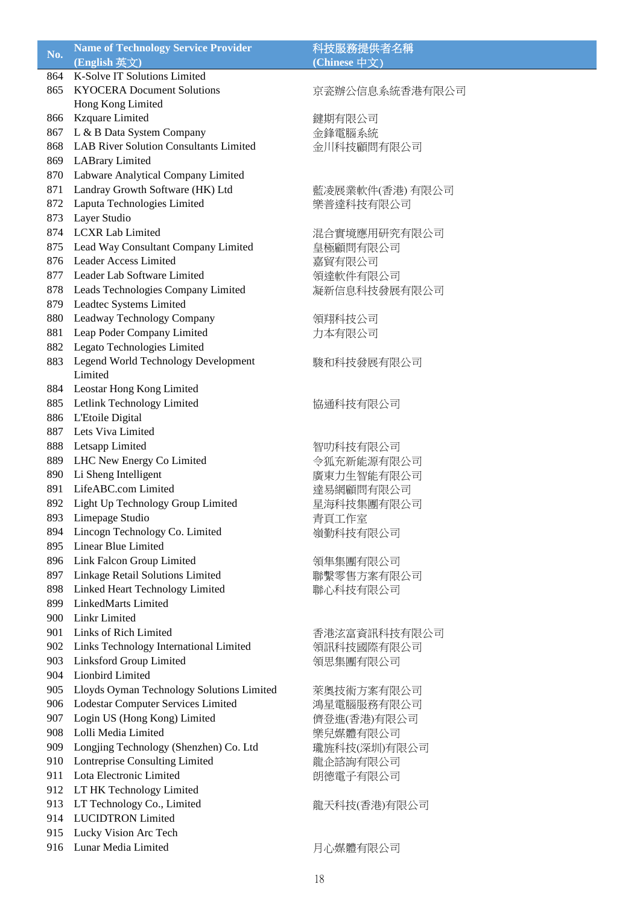| No. | Name of Technology Service Provider (English 英文) | 科技服務提供者名稱 (Chinese 中文) |
|---|---|---|
| 864 | K-Solve IT Solutions Limited | |
| 865 | KYOCERA Document Solutions Hong Kong Limited | 京瓷辦公信息系統香港有限公司 |
| 866 | Kzquare Limited | 鍵期有限公司 |
| 867 | L & B Data System Company | 金鋒電腦系統 |
| 868 | LAB River Solution Consultants Limited | 金川科技顧問有限公司 |
| 869 | LABrary Limited | |
| 870 | Labware Analytical Company Limited | |
| 871 | Landray Growth Software (HK) Ltd | 藍凌展業軟件(香港) 有限公司 |
| 872 | Laputa Technologies Limited | 樂普達科技有限公司 |
| 873 | Layer Studio | |
| 874 | LCXR Lab Limited | 混合實境應用研究有限公司 |
| 875 | Lead Way Consultant Company Limited | 皇極顧問有限公司 |
| 876 | Leader Access Limited | 嘉貿有限公司 |
| 877 | Leader Lab Software Limited | 領達軟件有限公司 |
| 878 | Leads Technologies Company Limited | 凝新信息科技發展有限公司 |
| 879 | Leadtec Systems Limited | |
| 880 | Leadway Technology Company | 領翔科技公司 |
| 881 | Leap Poder Company Limited | 力本有限公司 |
| 882 | Legato Technologies Limited | |
| 883 | Legend World Technology Development Limited | 駿和科技發展有限公司 |
| 884 | Leostar Hong Kong Limited | |
| 885 | Letlink Technology Limited | 協通科技有限公司 |
| 886 | L'Etoile Digital | |
| 887 | Lets Viva Limited | |
| 888 | Letsapp Limited | 智叻科技有限公司 |
| 889 | LHC New Energy Co Limited | 令狐充新能源有限公司 |
| 890 | Li Sheng Intelligent | 廣東力生智能有限公司 |
| 891 | LifeABC.com Limited | 達易網顧問有限公司 |
| 892 | Light Up Technology Group Limited | 星海科技集團有限公司 |
| 893 | Limepage Studio | 青頁工作室 |
| 894 | Lincogn Technology Co. Limited | 嶺勤科技有限公司 |
| 895 | Linear Blue Limited | |
| 896 | Link Falcon Group Limited | 領隼集團有限公司 |
| 897 | Linkage Retail Solutions Limited | 聯繫零售方案有限公司 |
| 898 | Linked Heart Technology Limited | 聯心科技有限公司 |
| 899 | LinkedMarts Limited | |
| 900 | Linkr Limited | |
| 901 | Links of Rich Limited | 香港泫富資訊科技有限公司 |
| 902 | Links Technology International Limited | 領訊科技國際有限公司 |
| 903 | Linksford Group Limited | 領思集團有限公司 |
| 904 | Lionbird Limited | |
| 905 | Lloyds Oyman Technology Solutions Limited | 萊奧技術方案有限公司 |
| 906 | Lodestar Computer Services Limited | 鴻星電腦服務有限公司 |
| 907 | Login US (Hong Kong) Limited | 儕登進(香港)有限公司 |
| 908 | Lolli Media Limited | 樂兒媒體有限公司 |
| 909 | Longjing Technology (Shenzhen) Co. Ltd | 瓏旌科技(深圳)有限公司 |
| 910 | Lontreprise Consulting Limited | 龍企諮詢有限公司 |
| 911 | Lota Electronic Limited | 朗德電子有限公司 |
| 912 | LT HK Technology Limited | |
| 913 | LT Technology Co., Limited | 龍天科技(香港)有限公司 |
| 914 | LUCIDTRON Limited | |
| 915 | Lucky Vision Arc Tech | |
| 916 | Lunar Media Limited | 月心媒體有限公司 |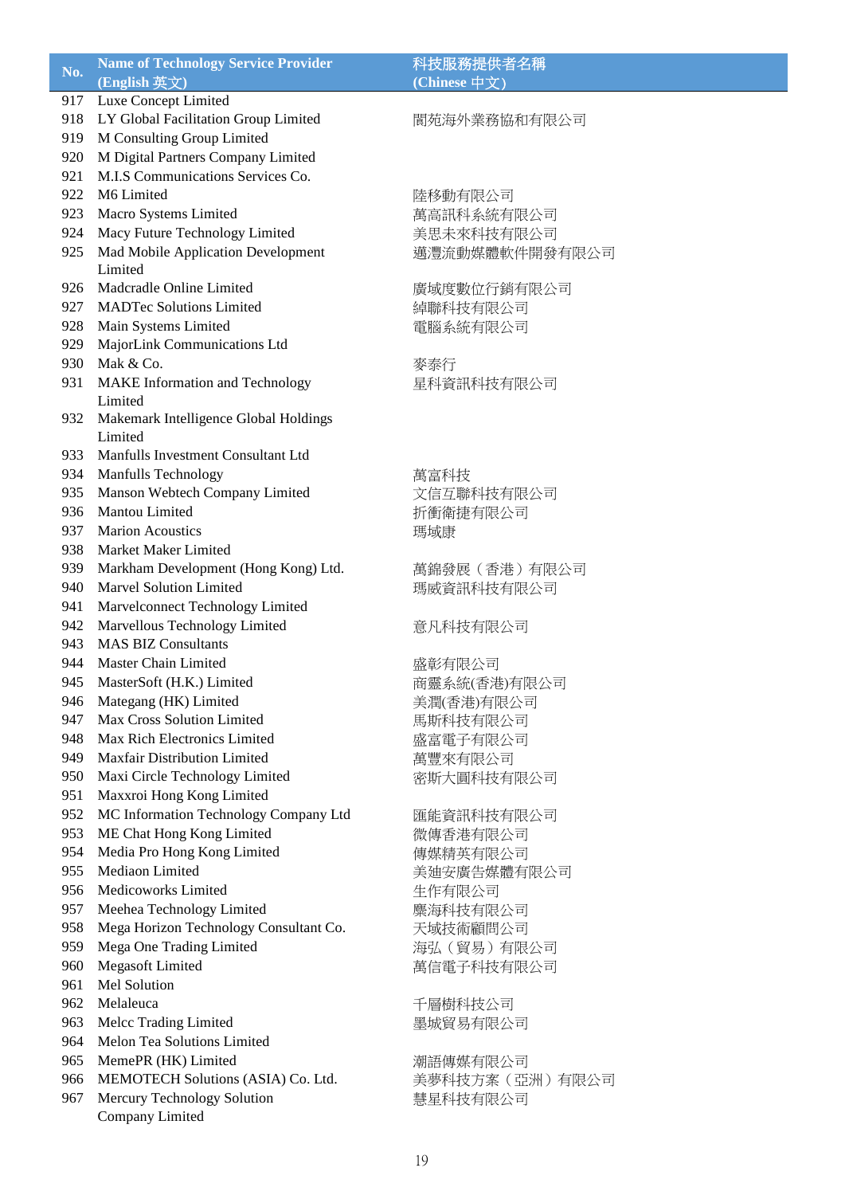| No. | Name of Technology Service Provider (English 英文) | 科技服務提供者名稱 (Chinese 中文) |
|---|---|---|
| 917 | Luxe Concept Limited | |
| 918 | LY Global Facilitation Group Limited | 閬苑海外業務協和有限公司 |
| 919 | M Consulting Group Limited | |
| 920 | M Digital Partners Company Limited | |
| 921 | M.I.S Communications Services Co. | |
| 922 | M6 Limited | 陸移動有限公司 |
| 923 | Macro Systems Limited | 萬高訊科系統有限公司 |
| 924 | Macy Future Technology Limited | 美思未來科技有限公司 |
| 925 | Mad Mobile Application Development Limited | 邁灃流動媒體軟件開發有限公司 |
| 926 | Madcradle Online Limited | 廣域度數位行銷有限公司 |
| 927 | MADTec Solutions Limited | 綽聯科技有限公司 |
| 928 | Main Systems Limited | 電腦系統有限公司 |
| 929 | MajorLink Communications Ltd | |
| 930 | Mak & Co. | 麥泰行 |
| 931 | MAKE Information and Technology Limited | 星科資訊科技有限公司 |
| 932 | Makemark Intelligence Global Holdings Limited | |
| 933 | Manfulls Investment Consultant Ltd | |
| 934 | Manfulls Technology | 萬富科技 |
| 935 | Manson Webtech Company Limited | 文信互聯科技有限公司 |
| 936 | Mantou Limited | 折衝衛捷有限公司 |
| 937 | Marion Acoustics | 瑪域康 |
| 938 | Market Maker Limited | |
| 939 | Markham Development (Hong Kong) Ltd. | 萬錦發展（香港）有限公司 |
| 940 | Marvel Solution Limited | 瑪威資訊科技有限公司 |
| 941 | Marvelconnect Technology Limited | |
| 942 | Marvellous Technology Limited | 意凡科技有限公司 |
| 943 | MAS BIZ Consultants | |
| 944 | Master Chain Limited | 盛彰有限公司 |
| 945 | MasterSoft (H.K.) Limited | 商靈系統(香港)有限公司 |
| 946 | Mategang (HK) Limited | 美潤(香港)有限公司 |
| 947 | Max Cross Solution Limited | 馬斯科技有限公司 |
| 948 | Max Rich Electronics Limited | 盛富電子有限公司 |
| 949 | Maxfair Distribution Limited | 萬豐來有限公司 |
| 950 | Maxi Circle Technology Limited | 密斯大圓科技有限公司 |
| 951 | Maxxroi Hong Kong Limited | |
| 952 | MC Information Technology Company Ltd | 匯能資訊科技有限公司 |
| 953 | ME Chat Hong Kong Limited | 微傳香港有限公司 |
| 954 | Media Pro Hong Kong Limited | 傳媒精英有限公司 |
| 955 | Mediaon Limited | 美迪安廣告媒體有限公司 |
| 956 | Medicoworks Limited | 生作有限公司 |
| 957 | Meehea Technology Limited | 麋海科技有限公司 |
| 958 | Mega Horizon Technology Consultant Co. | 天域技術顧問公司 |
| 959 | Mega One Trading Limited | 海弘（貿易）有限公司 |
| 960 | Megasoft Limited | 萬信電子科技有限公司 |
| 961 | Mel Solution | |
| 962 | Melaleuca | 千層樹科技公司 |
| 963 | Melcc Trading Limited | 墨城貿易有限公司 |
| 964 | Melon Tea Solutions Limited | |
| 965 | MemePR (HK) Limited | 潮語傳媒有限公司 |
| 966 | MEMOTECH Solutions (ASIA) Co. Ltd. | 美夢科技方案（亞洲）有限公司 |
| 967 | Mercury Technology Solution Company Limited | 慧星科技有限公司 |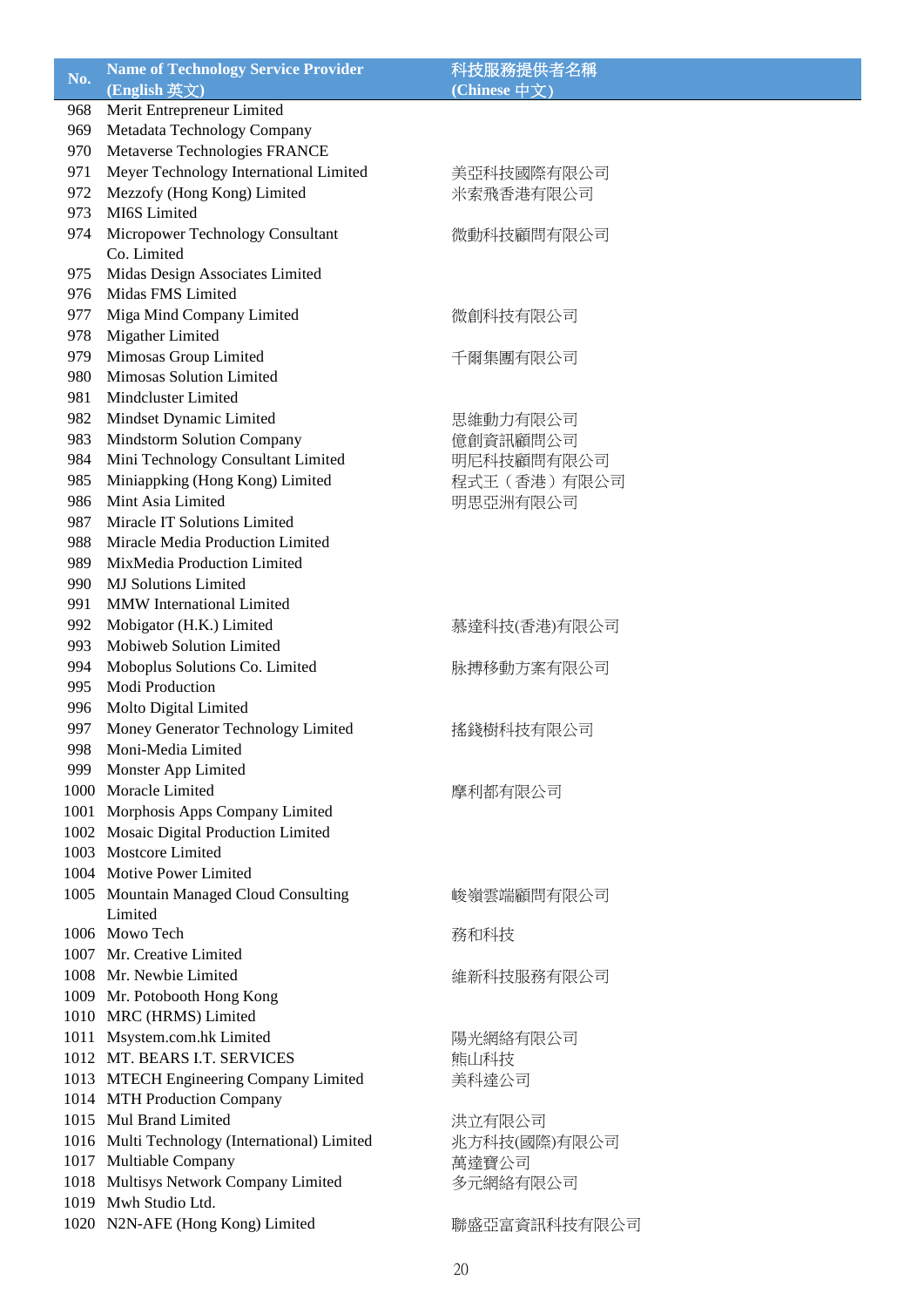| No. | Name of Technology Service Provider (English 英文) | 科技服務提供者名稱 (Chinese 中文) |
|---|---|---|
| 968 | Merit Entrepreneur Limited | |
| 969 | Metadata Technology Company | |
| 970 | Metaverse Technologies FRANCE | |
| 971 | Meyer Technology International Limited | 美亞科技國際有限公司 |
| 972 | Mezzofy (Hong Kong) Limited | 米索飛香港有限公司 |
| 973 | MI6S Limited | |
| 974 | Micropower Technology Consultant Co. Limited | 微動科技顧問有限公司 |
| 975 | Midas Design Associates Limited | |
| 976 | Midas FMS Limited | |
| 977 | Miga Mind Company Limited | 微創科技有限公司 |
| 978 | Migather Limited | |
| 979 | Mimosas Group Limited | 千爾集團有限公司 |
| 980 | Mimosas Solution Limited | |
| 981 | Mindcluster Limited | |
| 982 | Mindset Dynamic Limited | 思維動力有限公司 |
| 983 | Mindstorm Solution Company | 億創資訊顧問公司 |
| 984 | Mini Technology Consultant Limited | 明尼科技顧問有限公司 |
| 985 | Miniappking (Hong Kong) Limited | 程式王（香港）有限公司 |
| 986 | Mint Asia Limited | 明思亞洲有限公司 |
| 987 | Miracle IT Solutions Limited | |
| 988 | Miracle Media Production Limited | |
| 989 | MixMedia Production Limited | |
| 990 | MJ Solutions Limited | |
| 991 | MMW International Limited | |
| 992 | Mobigator (H.K.) Limited | 慕達科技(香港)有限公司 |
| 993 | Mobiweb Solution Limited | |
| 994 | Moboplus Solutions Co. Limited | 脉搏移動方案有限公司 |
| 995 | Modi Production | |
| 996 | Molto Digital Limited | |
| 997 | Money Generator Technology Limited | 搖錢樹科技有限公司 |
| 998 | Moni-Media Limited | |
| 999 | Monster App Limited | |
| 1000 | Moracle Limited | 摩利都有限公司 |
| 1001 | Morphosis Apps Company Limited | |
| 1002 | Mosaic Digital Production Limited | |
| 1003 | Mostcore Limited | |
| 1004 | Motive Power Limited | |
| 1005 | Mountain Managed Cloud Consulting Limited | 峻嶺雲端顧問有限公司 |
| 1006 | Mowo Tech | 務和科技 |
| 1007 | Mr. Creative Limited | |
| 1008 | Mr. Newbie Limited | 維新科技服務有限公司 |
| 1009 | Mr. Potobooth Hong Kong | |
| 1010 | MRC (HRMS) Limited | |
| 1011 | Msystem.com.hk Limited | 陽光網絡有限公司 |
| 1012 | MT. BEARS I.T. SERVICES | 熊山科技 |
| 1013 | MTECH Engineering Company Limited | 美科達公司 |
| 1014 | MTH Production Company | |
| 1015 | Mul Brand Limited | 洪立有限公司 |
| 1016 | Multi Technology (International) Limited | 兆方科技(國際)有限公司 |
| 1017 | Multiable Company | 萬達寶公司 |
| 1018 | Multisys Network Company Limited | 多元網絡有限公司 |
| 1019 | Mwh Studio Ltd. | |
| 1020 | N2N-AFE (Hong Kong) Limited | 聯盛亞富資訊科技有限公司 |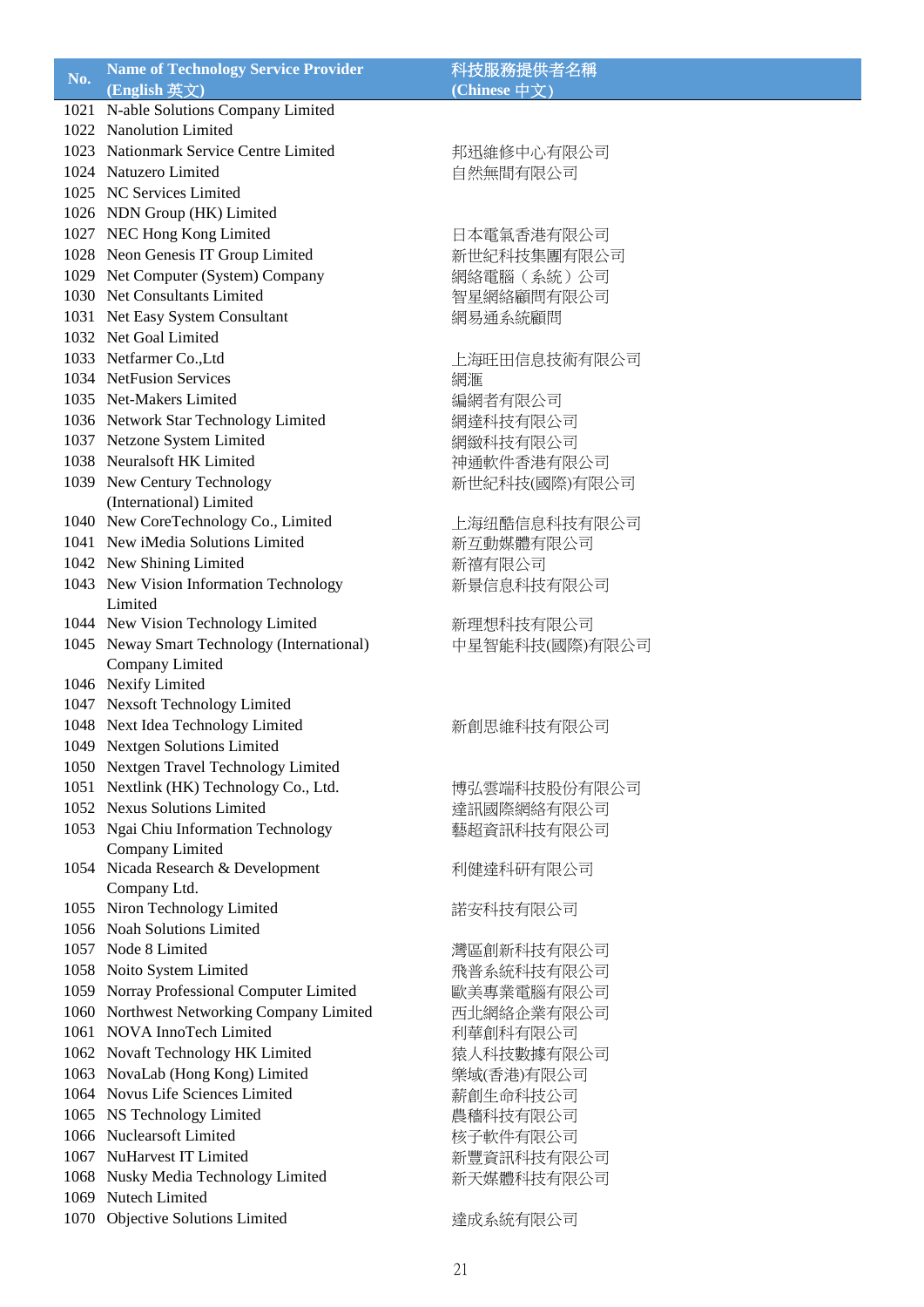| No. | Name of Technology Service Provider (English 英文) | 科技服務提供者名稱 (Chinese 中文) |
|---|---|---|
| 1021 | N-able Solutions Company Limited | |
| 1022 | Nanolution Limited | |
| 1023 | Nationmark Service Centre Limited | 邦迅維修中心有限公司 |
| 1024 | Natuzero Limited | 自然無間有限公司 |
| 1025 | NC Services Limited | |
| 1026 | NDN Group (HK) Limited | |
| 1027 | NEC Hong Kong Limited | 日本電氣香港有限公司 |
| 1028 | Neon Genesis IT Group Limited | 新世紀科技集團有限公司 |
| 1029 | Net Computer (System) Company | 網絡電腦（系統）公司 |
| 1030 | Net Consultants Limited | 智星網絡顧問有限公司 |
| 1031 | Net Easy System Consultant | 網易通系統顧問 |
| 1032 | Net Goal Limited | |
| 1033 | Netfarmer Co.,Ltd | 上海旺田信息技術有限公司 |
| 1034 | NetFusion Services | 網滙 |
| 1035 | Net-Makers Limited | 編網者有限公司 |
| 1036 | Network Star Technology Limited | 網達科技有限公司 |
| 1037 | Netzone System Limited | 網緻科技有限公司 |
| 1038 | Neuralsoft HK Limited | 神通軟件香港有限公司 |
| 1039 | New Century Technology (International) Limited | 新世紀科技(國際)有限公司 |
| 1040 | New CoreTechnology Co., Limited | 上海纽酷信息科技有限公司 |
| 1041 | New iMedia Solutions Limited | 新互動媒體有限公司 |
| 1042 | New Shining Limited | 新禧有限公司 |
| 1043 | New Vision Information Technology Limited | 新景信息科技有限公司 |
| 1044 | New Vision Technology Limited | 新理想科技有限公司 |
| 1045 | Neway Smart Technology (International) Company Limited | 中星智能科技(國際)有限公司 |
| 1046 | Nexify Limited | |
| 1047 | Nexsoft Technology Limited | |
| 1048 | Next Idea Technology Limited | 新創思維科技有限公司 |
| 1049 | Nextgen Solutions Limited | |
| 1050 | Nextgen Travel Technology Limited | |
| 1051 | Nextlink (HK) Technology Co., Ltd. | 博弘雲端科技股份有限公司 |
| 1052 | Nexus Solutions Limited | 達訊國際網絡有限公司 |
| 1053 | Ngai Chiu Information Technology Company Limited | 藝超資訊科技有限公司 |
| 1054 | Nicada Research & Development Company Ltd. | 利健達科研有限公司 |
| 1055 | Niron Technology Limited | 諾安科技有限公司 |
| 1056 | Noah Solutions Limited | |
| 1057 | Node 8 Limited | 灣區創新科技有限公司 |
| 1058 | Noito System Limited | 飛普系統科技有限公司 |
| 1059 | Norray Professional Computer Limited | 歐美專業電腦有限公司 |
| 1060 | Northwest Networking Company Limited | 西北網絡企業有限公司 |
| 1061 | NOVA InnoTech Limited | 利華創科有限公司 |
| 1062 | Novaft Technology HK Limited | 猿人科技數據有限公司 |
| 1063 | NovaLab (Hong Kong) Limited | 樂域(香港)有限公司 |
| 1064 | Novus Life Sciences Limited | 薪創生命科技公司 |
| 1065 | NS Technology Limited | 農穡科技有限公司 |
| 1066 | Nuclearsoft Limited | 核子軟件有限公司 |
| 1067 | NuHarvest IT Limited | 新豐資訊科技有限公司 |
| 1068 | Nusky Media Technology Limited | 新天媒體科技有限公司 |
| 1069 | Nutech Limited | |
| 1070 | Objective Solutions Limited | 達成系統有限公司 |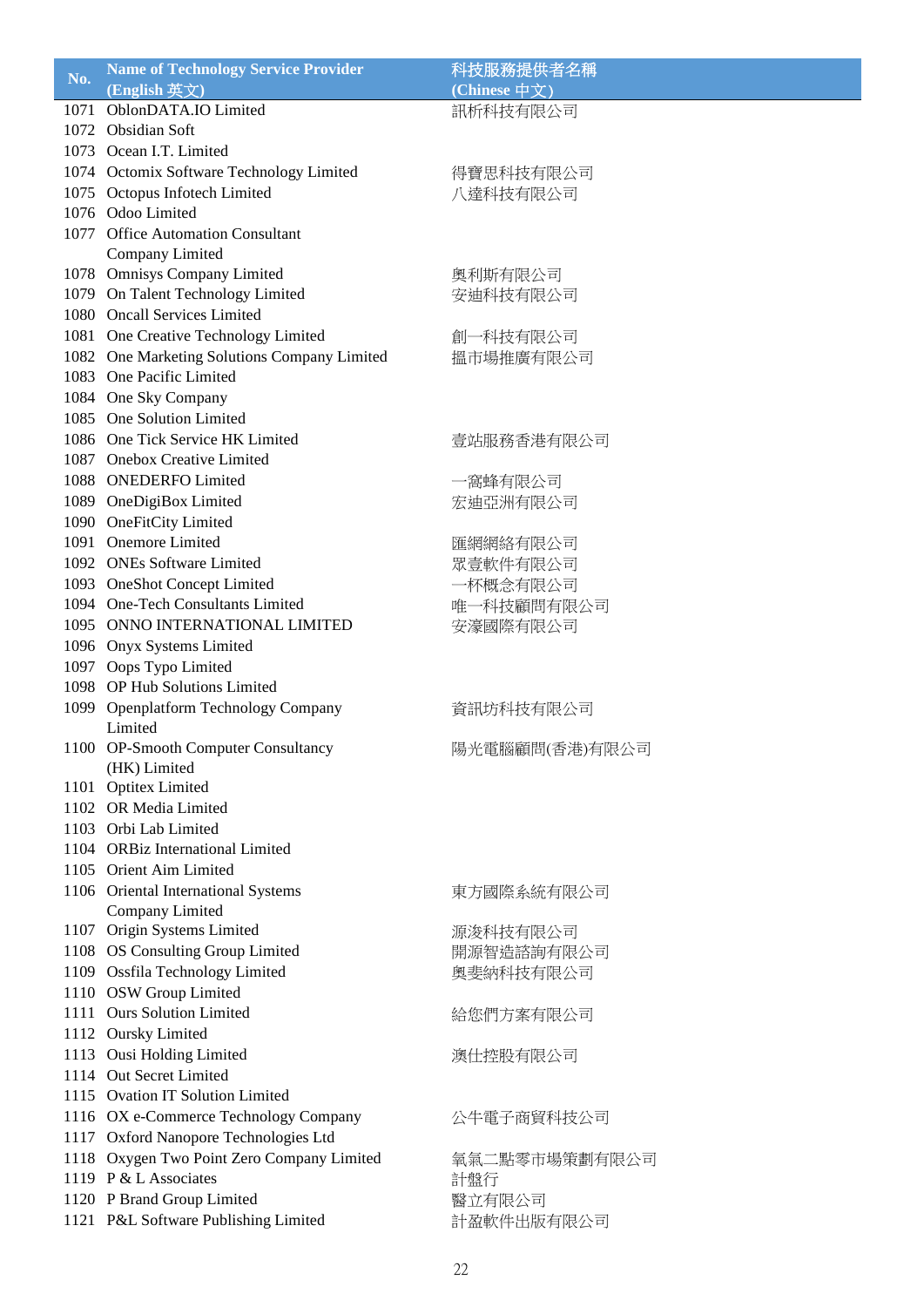| No. | Name of Technology Service Provider (English 英文) | 科技服務提供者名稱 (Chinese 中文) |
|---|---|---|
| 1071 | OblonDATA.IO Limited | 訊析科技有限公司 |
| 1072 | Obsidian Soft | |
| 1073 | Ocean I.T. Limited | |
| 1074 | Octomix Software Technology Limited | 得寶思科技有限公司 |
| 1075 | Octopus Infotech Limited | 八達科技有限公司 |
| 1076 | Odoo Limited | |
| 1077 | Office Automation Consultant Company Limited | |
| 1078 | Omnisys Company Limited | 奧利斯有限公司 |
| 1079 | On Talent Technology Limited | 安迪科技有限公司 |
| 1080 | Oncall Services Limited | |
| 1081 | One Creative Technology Limited | 創一科技有限公司 |
| 1082 | One Marketing Solutions Company Limited | 摇市場推廣有限公司 |
| 1083 | One Pacific Limited | |
| 1084 | One Sky Company | |
| 1085 | One Solution Limited | |
| 1086 | One Tick Service HK Limited | 壹站服務香港有限公司 |
| 1087 | Onebox Creative Limited | |
| 1088 | ONEDERFO Limited | 一窩蜂有限公司 |
| 1089 | OneDigiBox Limited | 宏迪亞洲有限公司 |
| 1090 | OneFitCity Limited | |
| 1091 | Onemore Limited | 匯網網絡有限公司 |
| 1092 | ONEs Software Limited | 眾壹軟件有限公司 |
| 1093 | OneShot Concept Limited | 一杯概念有限公司 |
| 1094 | One-Tech Consultants Limited | 唯一科技顧問有限公司 |
| 1095 | ONNO INTERNATIONAL LIMITED | 安濠國際有限公司 |
| 1096 | Onyx Systems Limited | |
| 1097 | Oops Typo Limited | |
| 1098 | OP Hub Solutions Limited | |
| 1099 | Openplatform Technology Company Limited | 資訊坊科技有限公司 |
| 1100 | OP-Smooth Computer Consultancy (HK) Limited | 陽光電腦顧問(香港)有限公司 |
| 1101 | Optitex Limited | |
| 1102 | OR Media Limited | |
| 1103 | Orbi Lab Limited | |
| 1104 | ORBiz International Limited | |
| 1105 | Orient Aim Limited | |
| 1106 | Oriental International Systems Company Limited | 東方國際系統有限公司 |
| 1107 | Origin Systems Limited | 源浚科技有限公司 |
| 1108 | OS Consulting Group Limited | 開源智造諮詢有限公司 |
| 1109 | Ossfila Technology Limited | 奧斐納科技有限公司 |
| 1110 | OSW Group Limited | |
| 1111 | Ours Solution Limited | 給您們方案有限公司 |
| 1112 | Oursky Limited | |
| 1113 | Ousi Holding Limited | 澳仕控股有限公司 |
| 1114 | Out Secret Limited | |
| 1115 | Ovation IT Solution Limited | |
| 1116 | OX e-Commerce Technology Company | 公牛電子商貿科技公司 |
| 1117 | Oxford Nanopore Technologies Ltd | |
| 1118 | Oxygen Two Point Zero Company Limited | 氧氣二點零市場策劃有限公司 |
| 1119 | P & L Associates | 計盤行 |
| 1120 | P Brand Group Limited | 醫立有限公司 |
| 1121 | P&L Software Publishing Limited | 計盈軟件出版有限公司 |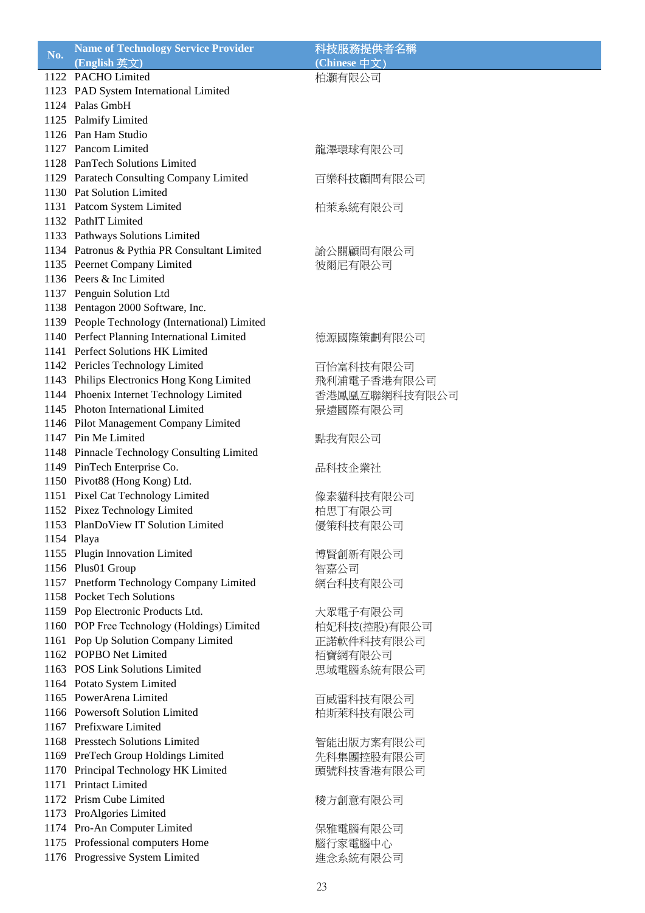| No. | Name of Technology Service Provider (English 英文) | 科技服務提供者名稱 (Chinese 中文) |
|---|---|---|
| 1122 | PACHO Limited | 柏灝有限公司 |
| 1123 | PAD System International Limited | |
| 1124 | Palas GmbH | |
| 1125 | Palmify Limited | |
| 1126 | Pan Ham Studio | |
| 1127 | Pancom Limited | 龍澤環球有限公司 |
| 1128 | PanTech Solutions Limited | |
| 1129 | Paratech Consulting Company Limited | 百樂科技顧問有限公司 |
| 1130 | Pat Solution Limited | |
| 1131 | Patcom System Limited | 柏萊系統有限公司 |
| 1132 | PathIT Limited | |
| 1133 | Pathways Solutions Limited | |
| 1134 | Patronus & Pythia PR Consultant Limited | 諭公關顧問有限公司 |
| 1135 | Peernet Company Limited | 彼爾尼有限公司 |
| 1136 | Peers & Inc Limited | |
| 1137 | Penguin Solution Ltd | |
| 1138 | Pentagon 2000 Software, Inc. | |
| 1139 | People Technology (International) Limited | |
| 1140 | Perfect Planning International Limited | 德源國際策劃有限公司 |
| 1141 | Perfect Solutions HK Limited | |
| 1142 | Pericles Technology Limited | 百怡富科技有限公司 |
| 1143 | Philips Electronics Hong Kong Limited | 飛利浦電子香港有限公司 |
| 1144 | Phoenix Internet Technology Limited | 香港鳳凰互聯網科技有限公司 |
| 1145 | Photon International Limited | 景遠國際有限公司 |
| 1146 | Pilot Management Company Limited | |
| 1147 | Pin Me Limited | 點我有限公司 |
| 1148 | Pinnacle Technology Consulting Limited | |
| 1149 | PinTech Enterprise Co. | 品科技企業社 |
| 1150 | Pivot88 (Hong Kong) Ltd. | |
| 1151 | Pixel Cat Technology Limited | 像素貓科技有限公司 |
| 1152 | Pixez Technology Limited | 柏思丁有限公司 |
| 1153 | PlanDoView IT Solution Limited | 優策科技有限公司 |
| 1154 | Playa | |
| 1155 | Plugin Innovation Limited | 博賢創新有限公司 |
| 1156 | Plus01 Group | 智嘉公司 |
| 1157 | Pnetform Technology Company Limited | 網台科技有限公司 |
| 1158 | Pocket Tech Solutions | |
| 1159 | Pop Electronic Products Ltd. | 大眾電子有限公司 |
| 1160 | POP Free Technology (Holdings) Limited | 柏妃科技(控股)有限公司 |
| 1161 | Pop Up Solution Company Limited | 正諾軟件科技有限公司 |
| 1162 | POPBO Net Limited | 栢寶網有限公司 |
| 1163 | POS Link Solutions Limited | 思域電腦系統有限公司 |
| 1164 | Potato System Limited | |
| 1165 | PowerArena Limited | 百威雷科技有限公司 |
| 1166 | Powersoft Solution Limited | 柏斯萊科技有限公司 |
| 1167 | Prefixware Limited | |
| 1168 | Presstech Solutions Limited | 智能出版方案有限公司 |
| 1169 | PreTech Group Holdings Limited | 先科集團控股有限公司 |
| 1170 | Principal Technology HK Limited | 頭號科技香港有限公司 |
| 1171 | Printact Limited | |
| 1172 | Prism Cube Limited | 稜方創意有限公司 |
| 1173 | ProAlgories Limited | |
| 1174 | Pro-An Computer Limited | 保雅電腦有限公司 |
| 1175 | Professional computers Home | 腦行家電腦中心 |
| 1176 | Progressive System Limited | 進念系統有限公司 |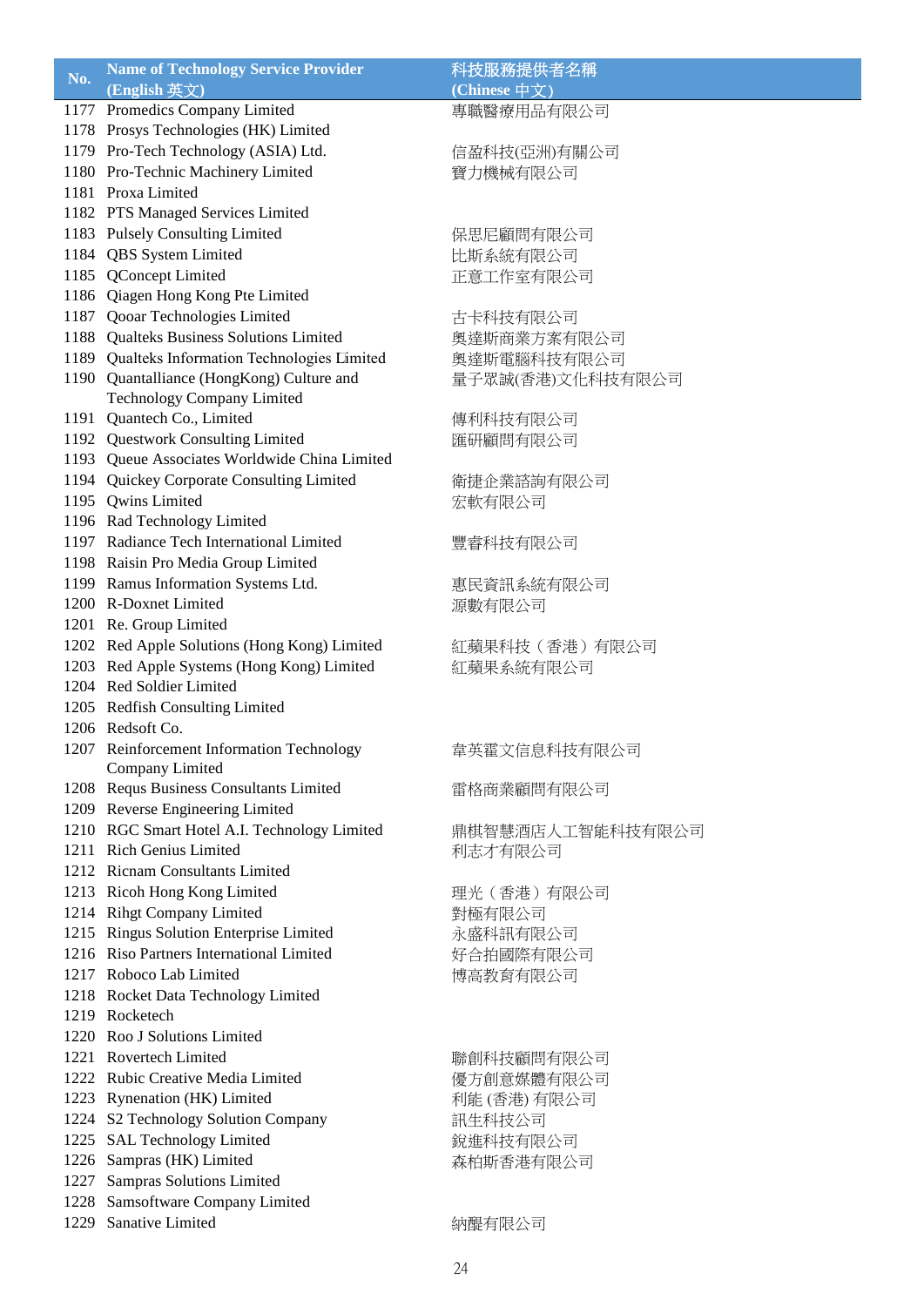| No. | Name of Technology Service Provider (English 英文) | 科技服務提供者名稱 (Chinese 中文) |
| --- | --- | --- |
| 1177 | Promedics Company Limited | 專職醫療用品有限公司 |
| 1178 | Prosys Technologies (HK) Limited | |
| 1179 | Pro-Tech Technology (ASIA) Ltd. | 信盈科技(亞洲)有關公司 |
| 1180 | Pro-Technic Machinery Limited | 寶力機械有限公司 |
| 1181 | Proxa Limited | |
| 1182 | PTS Managed Services Limited | |
| 1183 | Pulsely Consulting Limited | 保思尼顧問有限公司 |
| 1184 | QBS System Limited | 比斯系統有限公司 |
| 1185 | QConcept Limited | 正意工作室有限公司 |
| 1186 | Qiagen Hong Kong Pte Limited | |
| 1187 | Qooar Technologies Limited | 古卡科技有限公司 |
| 1188 | Qualteks Business Solutions Limited | 奧達斯商業方案有限公司 |
| 1189 | Qualteks Information Technologies Limited | 奧達斯電腦科技有限公司 |
| 1190 | Quantalliance (HongKong) Culture and Technology Company Limited | 量子眾誠(香港)文化科技有限公司 |
| 1191 | Quantech Co., Limited | 傳利科技有限公司 |
| 1192 | Questwork Consulting Limited | 匯研顧問有限公司 |
| 1193 | Queue Associates Worldwide China Limited | |
| 1194 | Quickey Corporate Consulting Limited | 衛捷企業諮詢有限公司 |
| 1195 | Qwins Limited | 宏軟有限公司 |
| 1196 | Rad Technology Limited | |
| 1197 | Radiance Tech International Limited | 豐睿科技有限公司 |
| 1198 | Raisin Pro Media Group Limited | |
| 1199 | Ramus Information Systems Ltd. | 惠民資訊系統有限公司 |
| 1200 | R-Doxnet Limited | 源數有限公司 |
| 1201 | Re. Group Limited | |
| 1202 | Red Apple Solutions (Hong Kong) Limited | 紅蘋果科技（香港）有限公司 |
| 1203 | Red Apple Systems (Hong Kong) Limited | 紅蘋果系統有限公司 |
| 1204 | Red Soldier Limited | |
| 1205 | Redfish Consulting Limited | |
| 1206 | Redsoft Co. | |
| 1207 | Reinforcement Information Technology Company Limited | 韋英霍文信息科技有限公司 |
| 1208 | Requs Business Consultants Limited | 雷格商業顧問有限公司 |
| 1209 | Reverse Engineering Limited | |
| 1210 | RGC Smart Hotel A.I. Technology Limited | 鼎棋智慧酒店人工智能科技有限公司 |
| 1211 | Rich Genius Limited | 利志才有限公司 |
| 1212 | Ricnam Consultants Limited | |
| 1213 | Ricoh Hong Kong Limited | 理光（香港）有限公司 |
| 1214 | Rihgt Company Limited | 對極有限公司 |
| 1215 | Ringus Solution Enterprise Limited | 永盛科訊有限公司 |
| 1216 | Riso Partners International Limited | 好合拍國際有限公司 |
| 1217 | Roboco Lab Limited | 博高教育有限公司 |
| 1218 | Rocket Data Technology Limited | |
| 1219 | Rocketech | |
| 1220 | Roo J Solutions Limited | |
| 1221 | Rovertech Limited | 聯創科技顧問有限公司 |
| 1222 | Rubic Creative Media Limited | 優方創意媒體有限公司 |
| 1223 | Rynenation (HK) Limited | 利能 (香港) 有限公司 |
| 1224 | S2 Technology Solution Company | 訊生科技公司 |
| 1225 | SAL Technology Limited | 銳進科技有限公司 |
| 1226 | Sampras (HK) Limited | 森柏斯香港有限公司 |
| 1227 | Sampras Solutions Limited | |
| 1228 | Samsoftware Company Limited | |
| 1229 | Sanative Limited | 納醍有限公司 |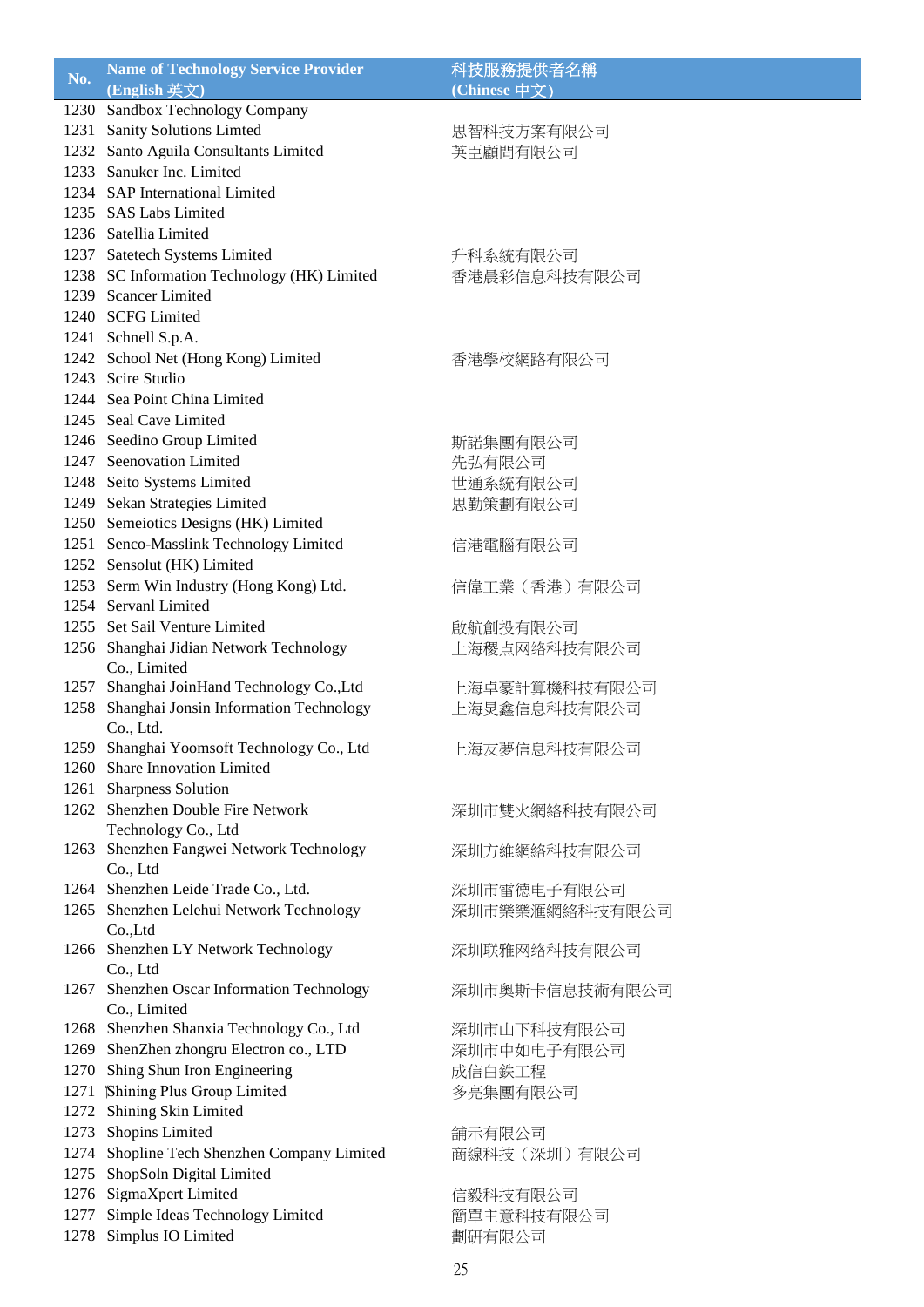| No. | Name of Technology Service Provider (English 英文) | 科技服務提供者名稱 (Chinese 中文) |
|---|---|---|
| 1230 | Sandbox Technology Company | |
| 1231 | Sanity Solutions Limted | 思智科技方案有限公司 |
| 1232 | Santo Aguila Consultants Limited | 英臣顧問有限公司 |
| 1233 | Sanuker Inc. Limited | |
| 1234 | SAP International Limited | |
| 1235 | SAS Labs Limited | |
| 1236 | Satellia Limited | |
| 1237 | Satetech Systems Limited | 升科系統有限公司 |
| 1238 | SC Information Technology (HK) Limited | 香港晨彩信息科技有限公司 |
| 1239 | Scancer Limited | |
| 1240 | SCFG Limited | |
| 1241 | Schnell S.p.A. | |
| 1242 | School Net (Hong Kong) Limited | 香港學校網路有限公司 |
| 1243 | Scire Studio | |
| 1244 | Sea Point China Limited | |
| 1245 | Seal Cave Limited | |
| 1246 | Seedino Group Limited | 斯諾集團有限公司 |
| 1247 | Seenovation Limited | 先弘有限公司 |
| 1248 | Seito Systems Limited | 世通系統有限公司 |
| 1249 | Sekan Strategies Limited | 思勤策劃有限公司 |
| 1250 | Semeiotics Designs (HK) Limited | |
| 1251 | Senco-Masslink Technology Limited | 信港電腦有限公司 |
| 1252 | Sensolut (HK) Limited | |
| 1253 | Serm Win Industry (Hong Kong) Ltd. | 信偉工業（香港）有限公司 |
| 1254 | Servanl Limited | |
| 1255 | Set Sail Venture Limited | 啟航創投有限公司 |
| 1256 | Shanghai Jidian Network Technology Co., Limited | 上海稷点网络科技有限公司 |
| 1257 | Shanghai JoinHand Technology Co.,Ltd | 上海卓豪計算機科技有限公司 |
| 1258 | Shanghai Jonsin Information Technology Co., Ltd. | 上海炅鑫信息科技有限公司 |
| 1259 | Shanghai Yoomsoft Technology Co., Ltd | 上海友夢信息科技有限公司 |
| 1260 | Share Innovation Limited | |
| 1261 | Sharpness Solution | |
| 1262 | Shenzhen Double Fire Network Technology Co., Ltd | 深圳市雙火網絡科技有限公司 |
| 1263 | Shenzhen Fangwei Network Technology Co., Ltd | 深圳方維網絡科技有限公司 |
| 1264 | Shenzhen Leide Trade Co., Ltd. | 深圳市雷德电子有限公司 |
| 1265 | Shenzhen Lelehui Network Technology Co.,Ltd | 深圳市樂樂滙網絡科技有限公司 |
| 1266 | Shenzhen LY Network Technology Co., Ltd | 深圳联雅网络科技有限公司 |
| 1267 | Shenzhen Oscar Information Technology Co., Limited | 深圳市奧斯卡信息技術有限公司 |
| 1268 | Shenzhen Shanxia Technology Co., Ltd | 深圳市山下科技有限公司 |
| 1269 | ShenZhen zhongru Electron co., LTD | 深圳市中如电子有限公司 |
| 1270 | Shing Shun Iron Engineering | 成信白鉄工程 |
| 1271 | Shining Plus Group Limited | 多亮集團有限公司 |
| 1272 | Shining Skin Limited | |
| 1273 | Shopins Limited | 舖示有限公司 |
| 1274 | Shopline Tech Shenzhen Company Limited | 商線科技（深圳）有限公司 |
| 1275 | ShopSoln Digital Limited | |
| 1276 | SigmaXpert Limited | 信毅科技有限公司 |
| 1277 | Simple Ideas Technology Limited | 簡單主意科技有限公司 |
| 1278 | Simplus IO Limited | 劃研有限公司 |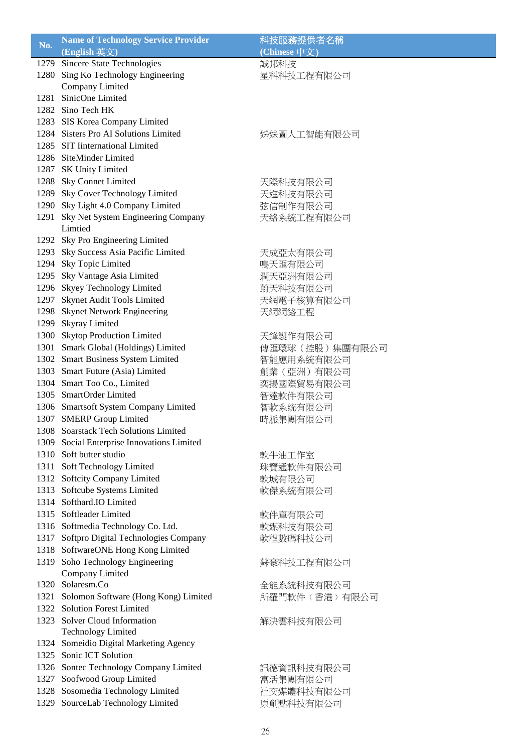| No. | Name of Technology Service Provider (English 英文) | 科技服務提供者名稱 (Chinese 中文) |
|---|---|---|
| 1279 | Sincere State Technologies | 誠邦科技 |
| 1280 | Sing Ko Technology Engineering Company Limited | 星科科技工程有限公司 |
| 1281 | SinicOne Limited | |
| 1282 | Sino Tech HK | |
| 1283 | SIS Korea Company Limited | |
| 1284 | Sisters Pro AI Solutions Limited | 姊妹圖人工智能有限公司 |
| 1285 | SIT Iinternational Limited | |
| 1286 | SiteMinder Limited | |
| 1287 | SK Unity Limited | |
| 1288 | Sky Connet Limited | 天際科技有限公司 |
| 1289 | Sky Cover Technology Limited | 天進科技有限公司 |
| 1290 | Sky Light 4.0 Company Limited | 弦信制作有限公司 |
| 1291 | Sky Net System Engineering Company Limtied | 天絡系統工程有限公司 |
| 1292 | Sky Pro Engineering Limited | |
| 1293 | Sky Success Asia Pacific Limited | 天成亞太有限公司 |
| 1294 | Sky Topic Limited | 鳴天匯有限公司 |
| 1295 | Sky Vantage Asia Limited | 潤天亞洲有限公司 |
| 1296 | Skyey Technology Limited | 蔚天科技有限公司 |
| 1297 | Skynet Audit Tools Limited | 天網電子核算有限公司 |
| 1298 | Skynet Network Engineering | 天網網絡工程 |
| 1299 | Skyray Limited | |
| 1300 | Skytop Production Limited | 天鋒製作有限公司 |
| 1301 | Smark Global (Holdings) Limited | 傳匯環球（控股）集團有限公司 |
| 1302 | Smart Business System Limited | 智能應用系統有限公司 |
| 1303 | Smart Future (Asia) Limited | 創業（亞洲）有限公司 |
| 1304 | Smart Too Co., Limited | 奕揚國際貿易有限公司 |
| 1305 | SmartOrder Limited | 智達軟件有限公司 |
| 1306 | Smartsoft System Company Limited | 智軟系統有限公司 |
| 1307 | SMERP Group Limited | 時脈集團有限公司 |
| 1308 | Soarstack Tech Solutions Limited | |
| 1309 | Social Enterprise Innovations Limited | |
| 1310 | Soft butter studio | 軟牛油工作室 |
| 1311 | Soft Technology Limited | 珠寶通軟件有限公司 |
| 1312 | Softcity Company Limited | 軟城有限公司 |
| 1313 | Softcube Systems Limited | 軟傑系統有限公司 |
| 1314 | Softhard.IO Limited | |
| 1315 | Softleader Limited | 軟件庫有限公司 |
| 1316 | Softmedia Technology Co. Ltd. | 軟媒科技有限公司 |
| 1317 | Softpro Digital Technologies Company | 軟程數碼科技公司 |
| 1318 | SoftwareONE Hong Kong Limited | |
| 1319 | Soho Technology Engineering Company Limited | 蘇豪科技工程有限公司 |
| 1320 | Solaresm.Co | 全能系統科技有限公司 |
| 1321 | Solomon Software (Hong Kong) Limited | 所羅門軟件（香港）有限公司 |
| 1322 | Solution Forest Limited | |
| 1323 | Solver Cloud Information Technology Limited | 解決雲科技有限公司 |
| 1324 | Someidio Digital Marketing Agency | |
| 1325 | Sonic ICT Solution | |
| 1326 | Sontec Technology Company Limited | 訊德資訊科技有限公司 |
| 1327 | Soofwood Group Limited | 富活集團有限公司 |
| 1328 | Sosomedia Technology Limited | 社交媒體科技有限公司 |
| 1329 | SourceLab Technology Limited | 原創點科技有限公司 |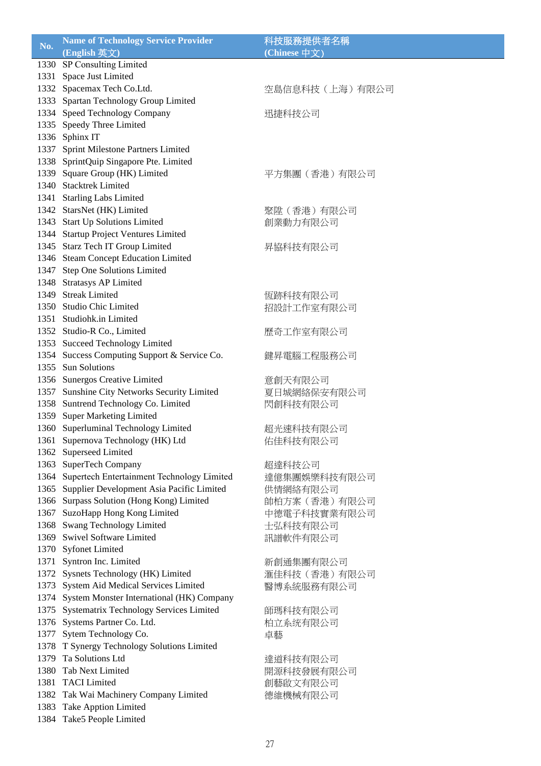| No. | Name of Technology Service Provider (English 英文) | 科技服務提供者名稱 (Chinese 中文) |
|---|---|---|
| 1330 | SP Consulting Limited | |
| 1331 | Space Just Limited | |
| 1332 | Spacemax Tech Co.Ltd. | 空島信息科技（上海）有限公司 |
| 1333 | Spartan Technology Group Limited | |
| 1334 | Speed Technology Company | 迅捷科技公司 |
| 1335 | Speedy Three Limited | |
| 1336 | Sphinx IT | |
| 1337 | Sprint Milestone Partners Limited | |
| 1338 | SprintQuip Singapore Pte. Limited | |
| 1339 | Square Group (HK) Limited | 平方集團（香港）有限公司 |
| 1340 | Stacktrek Limited | |
| 1341 | Starling Labs Limited | |
| 1342 | StarsNet (HK) Limited | 聚陞（香港）有限公司 |
| 1343 | Start Up Solutions Limited | 創業動力有限公司 |
| 1344 | Startup Project Ventures Limited | |
| 1345 | Starz Tech IT Group Limited | 昇協科技有限公司 |
| 1346 | Steam Concept Education Limited | |
| 1347 | Step One Solutions Limited | |
| 1348 | Stratasys AP Limited | |
| 1349 | Streak Limited | 恆跡科技有限公司 |
| 1350 | Studio Chic Limited | 招設計工作室有限公司 |
| 1351 | Studiohk.in Limited | |
| 1352 | Studio-R Co., Limited | 歷奇工作室有限公司 |
| 1353 | Succeed Technology Limited | |
| 1354 | Success Computing Support & Service Co. | 鍵昇電腦工程服務公司 |
| 1355 | Sun Solutions | |
| 1356 | Sunergos Creative Limited | 意創天有限公司 |
| 1357 | Sunshine City Networks Security Limited | 夏日城網絡保安有限公司 |
| 1358 | Suntrend Technology Co. Limited | 閃創科技有限公司 |
| 1359 | Super Marketing Limited | |
| 1360 | Superluminal Technology Limited | 超光速科技有限公司 |
| 1361 | Supernova Technology (HK) Ltd | 佑佳科技有限公司 |
| 1362 | Superseed Limited | |
| 1363 | SuperTech Company | 超達科技公司 |
| 1364 | Supertech Entertainment Technology Limited | 達億集團娛樂科技有限公司 |
| 1365 | Supplier Development Asia Pacific Limited | 供情網絡有限公司 |
| 1366 | Surpass Solution (Hong Kong) Limited | 帥柏方案（香港）有限公司 |
| 1367 | SuzoHapp Hong Kong Limited | 中德電子科技實業有限公司 |
| 1368 | Swang Technology Limited | 士弘科技有限公司 |
| 1369 | Swivel Software Limited | 訊譜軟件有限公司 |
| 1370 | Syfonet Limited | |
| 1371 | Syntron Inc. Limited | 新創通集團有限公司 |
| 1372 | Sysnets Technology (HK) Limited | 滙佳科技（香港）有限公司 |
| 1373 | System Aid Medical Services Limited | 醫博系統服務有限公司 |
| 1374 | System Monster International (HK) Company | |
| 1375 | Systematrix Technology Services Limited | 師瑪科技有限公司 |
| 1376 | Systems Partner Co. Ltd. | 柏立系统有限公司 |
| 1377 | Sytem Technology Co. | 卓藝 |
| 1378 | T Synergy Technology Solutions Limited | |
| 1379 | Ta Solutions Ltd | 達道科技有限公司 |
| 1380 | Tab Next Limited | 開源科技發展有限公司 |
| 1381 | TACI Limited | 創藝啟文有限公司 |
| 1382 | Tak Wai Machinery Company Limited | 德維機械有限公司 |
| 1383 | Take Appion Limited | |
| 1384 | Take5 People Limited | |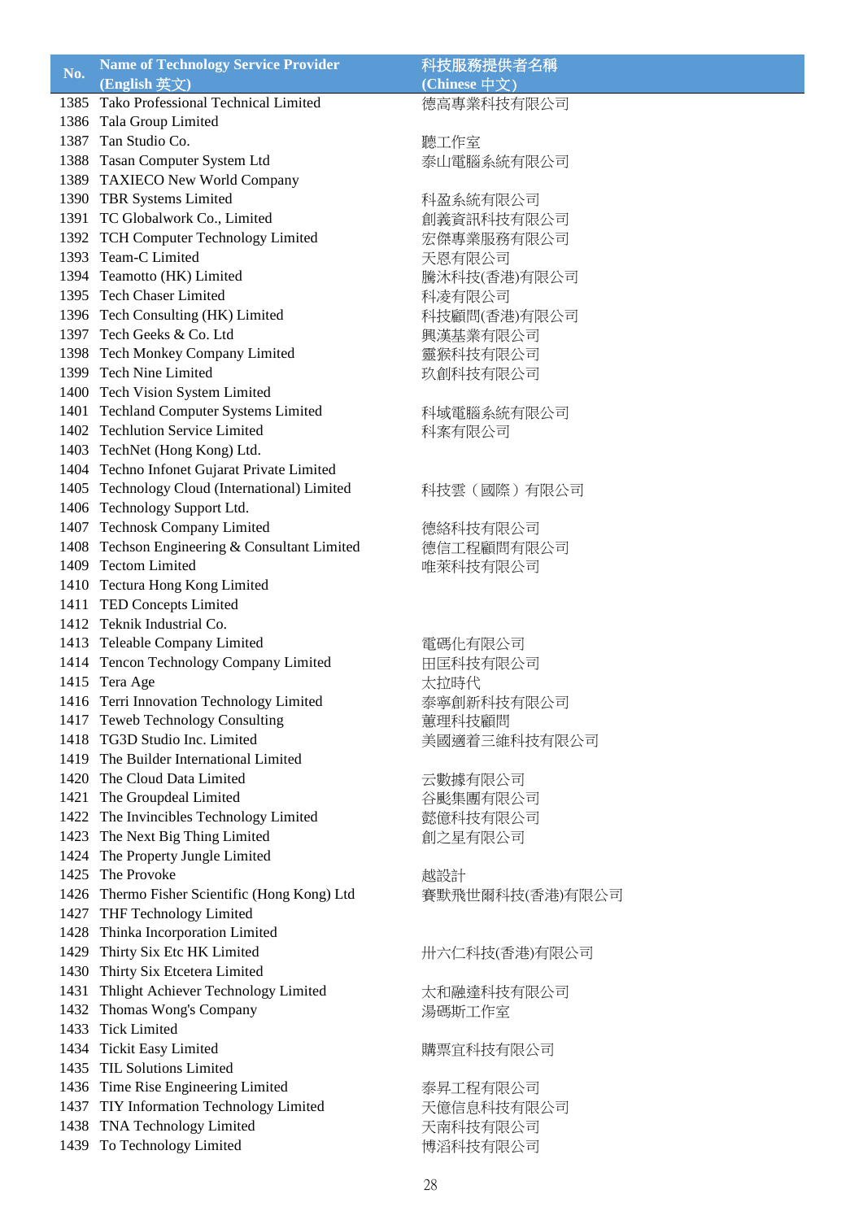| No. | Name of Technology Service Provider (English 英文) | 科技服務提供者名稱 (Chinese 中文) |
|---|---|---|
| 1385 | Tako Professional Technical Limited | 德高專業科技有限公司 |
| 1386 | Tala Group Limited | |
| 1387 | Tan Studio Co. | 聽工作室 |
| 1388 | Tasan Computer System Ltd | 泰山電腦系統有限公司 |
| 1389 | TAXIECO New World Company | |
| 1390 | TBR Systems Limited | 科盈系統有限公司 |
| 1391 | TC Globalwork Co., Limited | 創義資訊科技有限公司 |
| 1392 | TCH Computer Technology Limited | 宏傑專業服務有限公司 |
| 1393 | Team-C Limited | 天恩有限公司 |
| 1394 | Teamotto (HK) Limited | 騰沐科技(香港)有限公司 |
| 1395 | Tech Chaser Limited | 科淩有限公司 |
| 1396 | Tech Consulting (HK) Limited | 科技顧問(香港)有限公司 |
| 1397 | Tech Geeks & Co. Ltd | 興漢基業有限公司 |
| 1398 | Tech Monkey Company Limited | 靈猴科技有限公司 |
| 1399 | Tech Nine Limited | 玖創科技有限公司 |
| 1400 | Tech Vision System Limited | |
| 1401 | Techland Computer Systems Limited | 科域電腦系統有限公司 |
| 1402 | Techlution Service Limited | 科案有限公司 |
| 1403 | TechNet (Hong Kong) Ltd. | |
| 1404 | Techno Infonet Gujarat Private Limited | |
| 1405 | Technology Cloud (International) Limited | 科技雲（國際）有限公司 |
| 1406 | Technology Support Ltd. | |
| 1407 | Technosk Company Limited | 德絡科技有限公司 |
| 1408 | Techson Engineering & Consultant Limited | 德信工程顧問有限公司 |
| 1409 | Tectom Limited | 唯萊科技有限公司 |
| 1410 | Tectura Hong Kong Limited | |
| 1411 | TED Concepts Limited | |
| 1412 | Teknik Industrial Co. | |
| 1413 | Teleable Company Limited | 電碼化有限公司 |
| 1414 | Tencon Technology Company Limited | 田囯科技有限公司 |
| 1415 | Tera Age | 太拉時代 |
| 1416 | Terri Innovation Technology Limited | 泰寧創新科技有限公司 |
| 1417 | Teweb Technology Consulting | 蕙理科技顧問 |
| 1418 | TG3D Studio Inc. Limited | 美國適着三維科技有限公司 |
| 1419 | The Builder International Limited | |
| 1420 | The Cloud Data Limited | 云數據有限公司 |
| 1421 | The Groupdeal Limited | 谷彪集團有限公司 |
| 1422 | The Invincibles Technology Limited | 懿億科技有限公司 |
| 1423 | The Next Big Thing Limited | 創之星有限公司 |
| 1424 | The Property Jungle Limited | |
| 1425 | The Provoke | 越設計 |
| 1426 | Thermo Fisher Scientific (Hong Kong) Ltd | 賽默飛世爾科技(香港)有限公司 |
| 1427 | THF Technology Limited | |
| 1428 | Thinka Incorporation Limited | |
| 1429 | Thirty Six Etc HK Limited | 卅六仁科技(香港)有限公司 |
| 1430 | Thirty Six Etcetera Limited | |
| 1431 | Thlight Achiever Technology Limited | 太和融達科技有限公司 |
| 1432 | Thomas Wong's Company | 湯碼斯工作室 |
| 1433 | Tick Limited | |
| 1434 | Tickit Easy Limited | 購票宜科技有限公司 |
| 1435 | TIL Solutions Limited | |
| 1436 | Time Rise Engineering Limited | 泰昇工程有限公司 |
| 1437 | TIY Information Technology Limited | 天億信息科技有限公司 |
| 1438 | TNA Technology Limited | 天南科技有限公司 |
| 1439 | To Technology Limited | 博滔科技有限公司 |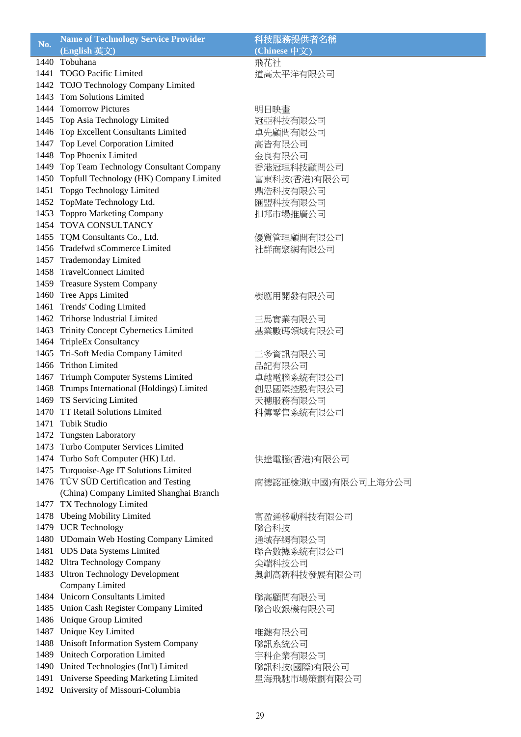| No. | Name of Technology Service Provider (English 英文) | 科技服務提供者名稱 (Chinese 中文) |
|---|---|---|
| 1440 | Tobuhana | 飛花社 |
| 1441 | TOGO Pacific Limited | 道高太平洋有限公司 |
| 1442 | TOJO Technology Company Limited | |
| 1443 | Tom Solutions Limited | |
| 1444 | Tomorrow Pictures | 明日映畫 |
| 1445 | Top Asia Technology Limited | 冠亞科技有限公司 |
| 1446 | Top Excellent Consultants Limited | 卓先顧問有限公司 |
| 1447 | Top Level Corporation Limited | 高皆有限公司 |
| 1448 | Top Phoenix Limited | 金良有限公司 |
| 1449 | Top Team Technology Consultant Company | 香港冠理科技顧問公司 |
| 1450 | Topfull Technology (HK) Company Limited | 富東科技(香港)有限公司 |
| 1451 | Topgo Technology Limited | 鼎浩科技有限公司 |
| 1452 | TopMate Technology Ltd. | 匯盟科技有限公司 |
| 1453 | Toppro Marketing Company | 扣邦市場推廣公司 |
| 1454 | TOVA CONSULTANCY | |
| 1455 | TQM Consultants Co., Ltd. | 優質管理顧問有限公司 |
| 1456 | Tradefwd sCommerce Limited | 社群商聚網有限公司 |
| 1457 | Trademonday Limited | |
| 1458 | TravelConnect Limited | |
| 1459 | Treasure System Company | |
| 1460 | Tree Apps Limited | 樹應用開發有限公司 |
| 1461 | Trends' Coding Limited | |
| 1462 | Trihorse Industrial Limited | 三馬實業有限公司 |
| 1463 | Trinity Concept Cybernetics Limited | 基業數碼領域有限公司 |
| 1464 | TripleEx Consultancy | |
| 1465 | Tri-Soft Media Company Limited | 三多資訊有限公司 |
| 1466 | Trithon Limited | 品記有限公司 |
| 1467 | Triumph Computer Systems Limited | 卓越電腦系統有限公司 |
| 1468 | Trumps International (Holdings) Limited | 創思國際控股有限公司 |
| 1469 | TS Servicing Limited | 天穗服務有限公司 |
| 1470 | TT Retail Solutions Limited | 科傳零售系統有限公司 |
| 1471 | Tubik Studio | |
| 1472 | Tungsten Laboratory | |
| 1473 | Turbo Computer Services Limited | |
| 1474 | Turbo Soft Computer (HK) Ltd. | 快達電腦(香港)有限公司 |
| 1475 | Turquoise-Age IT Solutions Limited | |
| 1476 | TÜV SÜD Certification and Testing (China) Company Limited Shanghai Branch | 南德認証檢測(中國)有限公司上海分公司 |
| 1477 | TX Technology Limited | |
| 1478 | Ubeing Mobility Limited | 富盈通移動科技有限公司 |
| 1479 | UCR Technology | 聯合科技 |
| 1480 | UDomain Web Hosting Company Limited | 通域存網有限公司 |
| 1481 | UDS Data Systems Limited | 聯合數據系統有限公司 |
| 1482 | Ultra Technology Company | 尖端科技公司 |
| 1483 | Ultron Technology Development Company Limited | 奧創高新科技發展有限公司 |
| 1484 | Unicorn Consultants Limited | 聯高顧問有限公司 |
| 1485 | Union Cash Register Company Limited | 聯合收銀機有限公司 |
| 1486 | Unique Group Limited | |
| 1487 | Unique Key Limited | 唯鍵有限公司 |
| 1488 | Unisoft Information System Company | 聯訊系統公司 |
| 1489 | Unitech Corporation Limited | 宇科企業有限公司 |
| 1490 | United Technologies (Int'l) Limited | 聯訊科技(國際)有限公司 |
| 1491 | Universe Speeding Marketing Limited | 星海飛馳市場策劃有限公司 |
| 1492 | University of Missouri-Columbia | |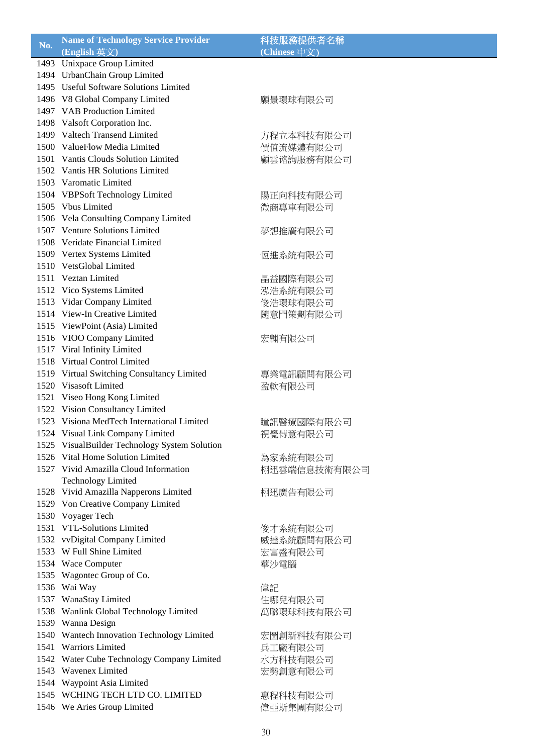| No. | Name of Technology Service Provider (English 英文) | 科技服務提供者名稱 (Chinese 中文) |
|---|---|---|
| 1493 | Unixpace Group Limited | |
| 1494 | UrbanChain Group Limited | |
| 1495 | Useful Software Solutions Limited | |
| 1496 | V8 Global Company Limited | 願景環球有限公司 |
| 1497 | VAB Production Limited | |
| 1498 | Valsoft Corporation Inc. | |
| 1499 | Valtech Transend Limited | 方程立本科技有限公司 |
| 1500 | ValueFlow Media Limited | 價值流媒體有限公司 |
| 1501 | Vantis Clouds Solution Limited | 顧雲谘詢服務有限公司 |
| 1502 | Vantis HR Solutions Limited | |
| 1503 | Varomatic Limited | |
| 1504 | VBPSoft Technology Limited | 陽正向科技有限公司 |
| 1505 | Vbus Limited | 微商專車有限公司 |
| 1506 | Vela Consulting Company Limited | |
| 1507 | Venture Solutions Limited | 夢想推廣有限公司 |
| 1508 | Veridate Financial Limited | |
| 1509 | Vertex Systems Limited | 恆進系統有限公司 |
| 1510 | VetsGlobal Limited | |
| 1511 | Veztan Limited | 晶益國際有限公司 |
| 1512 | Vico Systems Limited | 泓浩系統有限公司 |
| 1513 | Vidar Company Limited | 俊浩環球有限公司 |
| 1514 | View-In Creative Limited | 隨意門策劃有限公司 |
| 1515 | ViewPoint (Asia) Limited | |
| 1516 | VIOO Company Limited | 宏翱有限公司 |
| 1517 | Viral Infinity Limited | |
| 1518 | Virtual Control Limited | |
| 1519 | Virtual Switching Consultancy Limited | 專業電訊顧問有限公司 |
| 1520 | Visasoft Limited | 盈軟有限公司 |
| 1521 | Viseo Hong Kong Limited | |
| 1522 | Vision Consultancy Limited | |
| 1523 | Visiona MedTech International Limited | 瞳訊醫療國際有限公司 |
| 1524 | Visual Link Company Limited | 視覺傳意有限公司 |
| 1525 | VisualBuilder Technology System Solution | |
| 1526 | Vital Home Solution Limited | 為家系統有限公司 |
| 1527 | Vivid Amazilla Cloud Information Technology Limited | 栩迅雲端信息技術有限公司 |
| 1528 | Vivid Amazilla Napperons Limited | 栩迅廣告有限公司 |
| 1529 | Von Creative Company Limited | |
| 1530 | Voyager Tech | |
| 1531 | VTL-Solutions Limited | 俊才系統有限公司 |
| 1532 | vvDigital Company Limited | 威達系統顧問有限公司 |
| 1533 | W Full Shine Limited | 宏富盛有限公司 |
| 1534 | Wace Computer | 華沙電腦 |
| 1535 | Wagontec Group of Co. | |
| 1536 | Wai Way | 偉記 |
| 1537 | WanaStay Limited | 住哪兒有限公司 |
| 1538 | Wanlink Global Technology Limited | 萬聯環球科技有限公司 |
| 1539 | Wanna Design | |
| 1540 | Wantech Innovation Technology Limited | 宏圖創新科技有限公司 |
| 1541 | Warriors Limited | 兵工廠有限公司 |
| 1542 | Water Cube Technology Company Limited | 水方科技有限公司 |
| 1543 | Wavenex Limited | 宏勢創意有限公司 |
| 1544 | Waypoint Asia Limited | |
| 1545 | WCHING TECH LTD CO. LIMITED | 惠程科技有限公司 |
| 1546 | We Aries Group Limited | 偉亞斯集團有限公司 |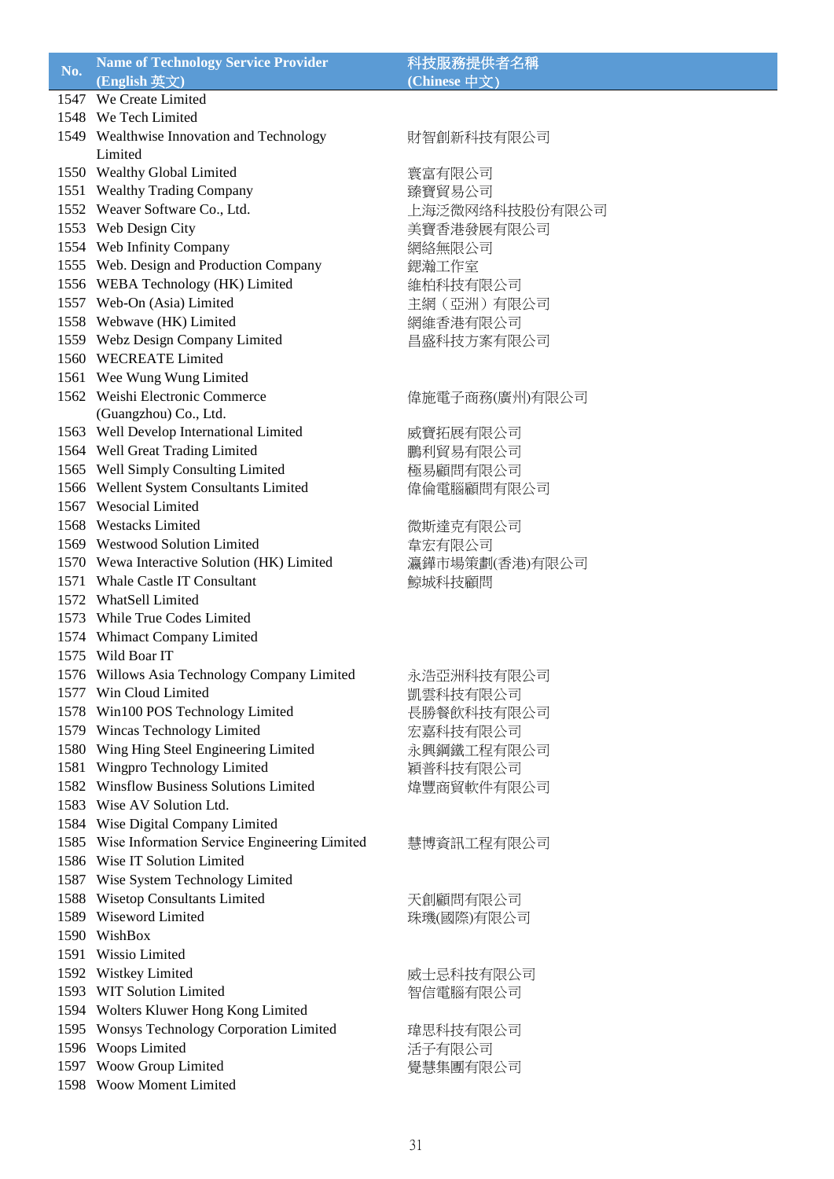| No. | Name of Technology Service Provider (English 英文) | 科技服務提供者名稱 (Chinese 中文) |
|---|---|---|
| 1547 | We Create Limited | |
| 1548 | We Tech Limited | |
| 1549 | Wealthwise Innovation and Technology Limited | 財智創新科技有限公司 |
| 1550 | Wealthy Global Limited | 寰富有限公司 |
| 1551 | Wealthy Trading Company | 臻寶貿易公司 |
| 1552 | Weaver Software Co., Ltd. | 上海泛微网络科技股份有限公司 |
| 1553 | Web Design City | 美寶香港發展有限公司 |
| 1554 | Web Infinity Company | 網絡無限公司 |
| 1555 | Web. Design and Production Company | 鍶瀚工作室 |
| 1556 | WEBA Technology (HK) Limited | 維柏科技有限公司 |
| 1557 | Web-On (Asia) Limited | 主網（亞洲）有限公司 |
| 1558 | Webwave (HK) Limited | 網維香港有限公司 |
| 1559 | Webz Design Company Limited | 昌盛科技方案有限公司 |
| 1560 | WECREATE Limited | |
| 1561 | Wee Wung Wung Limited | |
| 1562 | Weishi Electronic Commerce (Guangzhou) Co., Ltd. | 偉施電子商務(廣州)有限公司 |
| 1563 | Well Develop International Limited | 威寶拓展有限公司 |
| 1564 | Well Great Trading Limited | 鵬利貿易有限公司 |
| 1565 | Well Simply Consulting Limited | 極易顧問有限公司 |
| 1566 | Wellent System Consultants Limited | 偉倫電腦顧問有限公司 |
| 1567 | Wesocial Limited | |
| 1568 | Westacks Limited | 微斯達克有限公司 |
| 1569 | Westwood Solution Limited | 韋宏有限公司 |
| 1570 | Wewa Interactive Solution (HK) Limited | 瀛鏵市場策劃(香港)有限公司 |
| 1571 | Whale Castle IT Consultant | 鯨城科技顧問 |
| 1572 | WhatSell Limited | |
| 1573 | While True Codes Limited | |
| 1574 | Whimact Company Limited | |
| 1575 | Wild Boar IT | |
| 1576 | Willows Asia Technology Company Limited | 永浩亞洲科技有限公司 |
| 1577 | Win Cloud Limited | 凱雲科技有限公司 |
| 1578 | Win100 POS Technology Limited | 長勝餐飲科技有限公司 |
| 1579 | Wincas Technology Limited | 宏嘉科技有限公司 |
| 1580 | Wing Hing Steel Engineering Limited | 永興鋼鐵工程有限公司 |
| 1581 | Wingpro Technology Limited | 穎普科技有限公司 |
| 1582 | Winsflow Business Solutions Limited | 煒豐商貿軟件有限公司 |
| 1583 | Wise AV Solution Ltd. | |
| 1584 | Wise Digital Company Limited | |
| 1585 | Wise Information Service Engineering Limited | 慧博資訊工程有限公司 |
| 1586 | Wise IT Solution Limited | |
| 1587 | Wise System Technology Limited | |
| 1588 | Wisetop Consultants Limited | 天創顧問有限公司 |
| 1589 | Wiseword Limited | 珠璣(國際)有限公司 |
| 1590 | WishBox | |
| 1591 | Wissio Limited | |
| 1592 | Wistkey Limited | 威士忌科技有限公司 |
| 1593 | WIT Solution Limited | 智信電腦有限公司 |
| 1594 | Wolters Kluwer Hong Kong Limited | |
| 1595 | Wonsys Technology Corporation Limited | 瑋思科技有限公司 |
| 1596 | Woops Limited | 活子有限公司 |
| 1597 | Woow Group Limited | 覺慧集團有限公司 |
| 1598 | Woow Moment Limited | |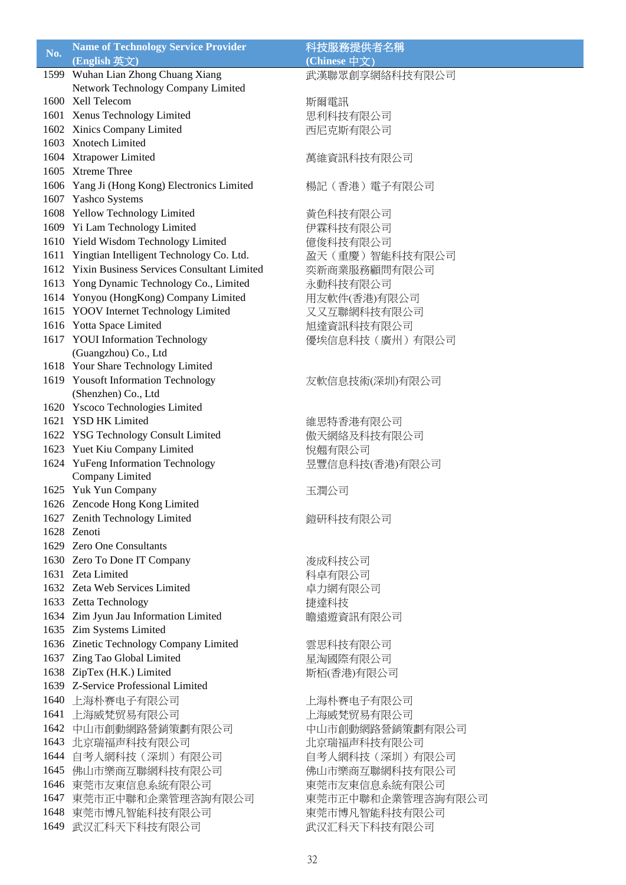| No. | Name of Technology Service Provider (English 英文) | 科技服務提供者名稱 (Chinese 中文) |
|---|---|---|
| 1599 | Wuhan Lian Zhong Chuang Xiang Network Technology Company Limited | 武漢聯眾創享網絡科技有限公司 |
| 1600 | Xell Telecom | 斯爾電訊 |
| 1601 | Xenus Technology Limited | 思利科技有限公司 |
| 1602 | Xinics Company Limited | 西尼克斯有限公司 |
| 1603 | Xnotech Limited | |
| 1604 | Xtrapower Limited | 萬維資訊科技有限公司 |
| 1605 | Xtreme Three | |
| 1606 | Yang Ji (Hong Kong) Electronics Limited | 楊記（香港）電子有限公司 |
| 1607 | Yashco Systems | |
| 1608 | Yellow Technology Limited | 黃色科技有限公司 |
| 1609 | Yi Lam Technology Limited | 伊霖科技有限公司 |
| 1610 | Yield Wisdom Technology Limited | 億俊科技有限公司 |
| 1611 | Yingtian Intelligent Technology Co. Ltd. | 盈天（重慶）智能科技有限公司 |
| 1612 | Yixin Business Services Consultant Limited | 奕新商業服務顧問有限公司 |
| 1613 | Yong Dynamic Technology Co., Limited | 永動科技有限公司 |
| 1614 | Yonyou (HongKong) Company Limited | 用友軟件(香港)有限公司 |
| 1615 | YOOV Internet Technology Limited | 又又互聯網科技有限公司 |
| 1616 | Yotta Space Limited | 旭達資訊科技有限公司 |
| 1617 | YOUI Information Technology (Guangzhou) Co., Ltd | 優埃信息科技（廣州）有限公司 |
| 1618 | Your Share Technology Limited | |
| 1619 | Yousoft Information Technology (Shenzhen) Co., Ltd | 友軟信息技術(深圳)有限公司 |
| 1620 | Yscoco Technologies Limited | |
| 1621 | YSD HK Limited | 維思特香港有限公司 |
| 1622 | YSG Technology Consult Limited | 傲天網絡及科技有限公司 |
| 1623 | Yuet Kiu Company Limited | 悅翹有限公司 |
| 1624 | YuFeng Information Technology Company Limited | 昱豐信息科技(香港)有限公司 |
| 1625 | Yuk Yun Company | 玉潤公司 |
| 1626 | Zencode Hong Kong Limited | |
| 1627 | Zenith Technology Limited | 鎧研科技有限公司 |
| 1628 | Zenoti | |
| 1629 | Zero One Consultants | |
| 1630 | Zero To Done IT Company | 浚成科技公司 |
| 1631 | Zeta Limited | 科卓有限公司 |
| 1632 | Zeta Web Services Limited | 卓力網有限公司 |
| 1633 | Zetta Technology | 捷達科技 |
| 1634 | Zim Jyun Jau Information Limited | 瞻遠遊資訊有限公司 |
| 1635 | Zim Systems Limited | |
| 1636 | Zinetic Technology Company Limited | 雲思科技有限公司 |
| 1637 | Zing Tao Global Limited | 星淘國際有限公司 |
| 1638 | ZipTex (H.K.) Limited | 斯栢(香港)有限公司 |
| 1639 | Z-Service Professional Limited | |
| 1640 | 上海朴赛电子有限公司 | 上海朴赛电子有限公司 |
| 1641 | 上海威梵贸易有限公司 | 上海威梵贸易有限公司 |
| 1642 | 中山市創動網路營銷策劃有限公司 | 中山市創動網路營銷策劃有限公司 |
| 1643 | 北京瑞福声科技有限公司 | 北京瑞福声科技有限公司 |
| 1644 | 自考人網科技（深圳）有限公司 | 自考人網科技（深圳）有限公司 |
| 1645 | 佛山市樂商互聯網科技有限公司 | 佛山市樂商互聯網科技有限公司 |
| 1646 | 東莞市友東信息系統有限公司 | 東莞市友東信息系統有限公司 |
| 1647 | 東莞市正中聯和企業管理咨詢有限公司 | 東莞市正中聯和企業管理咨詢有限公司 |
| 1648 | 東莞市博凡智能科技有限公司 | 東莞市博凡智能科技有限公司 |
| 1649 | 武汉汇科天下科技有限公司 | 武汉汇科天下科技有限公司 |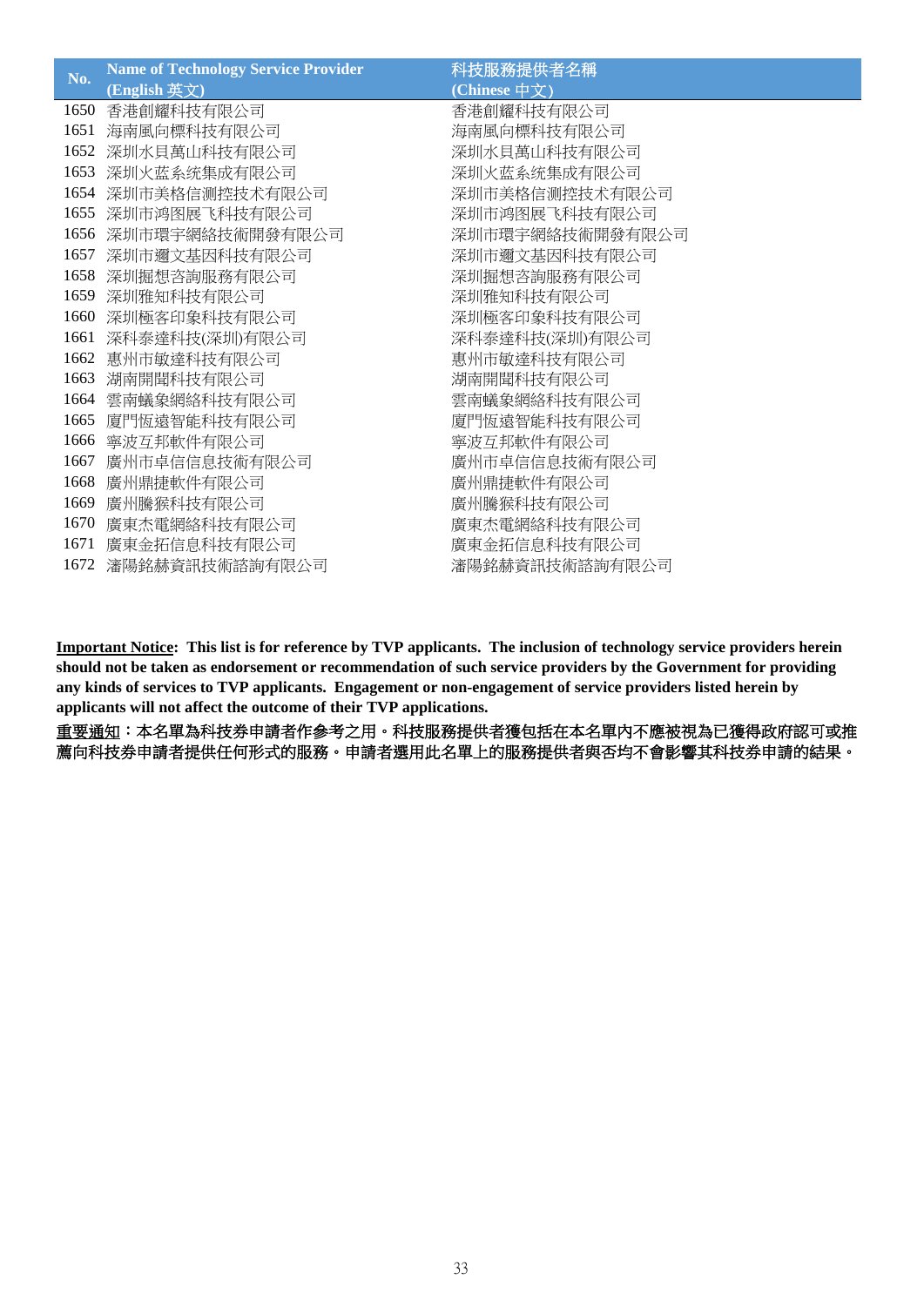| No. | Name of Technology Service Provider (English 英文) | 科技服務提供者名稱 (Chinese 中文) |
|---|---|---|
| 1650 | 香港創耀科技有限公司 | 香港創耀科技有限公司 |
| 1651 | 海南風向標科技有限公司 | 海南風向標科技有限公司 |
| 1652 | 深圳水貝萬山科技有限公司 | 深圳水貝萬山科技有限公司 |
| 1653 | 深圳火蓝系统集成有限公司 | 深圳火蓝系统集成有限公司 |
| 1654 | 深圳市美格信测控技术有限公司 | 深圳市美格信测控技术有限公司 |
| 1655 | 深圳市鸿图展飞科技有限公司 | 深圳市鸿图展飞科技有限公司 |
| 1656 | 深圳市環宇網絡技術開發有限公司 | 深圳市環宇網絡技術開發有限公司 |
| 1657 | 深圳市邇文基因科技有限公司 | 深圳市邇文基因科技有限公司 |
| 1658 | 深圳掘想咨詢服務有限公司 | 深圳掘想咨詢服務有限公司 |
| 1659 | 深圳雅知科技有限公司 | 深圳雅知科技有限公司 |
| 1660 | 深圳極客印象科技有限公司 | 深圳極客印象科技有限公司 |
| 1661 | 深科泰達科技(深圳)有限公司 | 深科泰達科技(深圳)有限公司 |
| 1662 | 惠州市敏達科技有限公司 | 惠州市敏達科技有限公司 |
| 1663 | 湖南開聞科技有限公司 | 湖南開聞科技有限公司 |
| 1664 | 雲南蟻象網絡科技有限公司 | 雲南蟻象網絡科技有限公司 |
| 1665 | 厦門恆遠智能科技有限公司 | 厦門恆遠智能科技有限公司 |
| 1666 | 寧波互邦軟件有限公司 | 寧波互邦軟件有限公司 |
| 1667 | 廣州市卓信信息技術有限公司 | 廣州市卓信信息技術有限公司 |
| 1668 | 廣州鼎捷軟件有限公司 | 廣州鼎捷軟件有限公司 |
| 1669 | 廣州騰猴科技有限公司 | 廣州騰猴科技有限公司 |
| 1670 | 廣東杰電網絡科技有限公司 | 廣東杰電網絡科技有限公司 |
| 1671 | 廣東金拓信息科技有限公司 | 廣東金拓信息科技有限公司 |
| 1672 | 瀋陽銘赫資訊技術諮詢有限公司 | 瀋陽銘赫資訊技術諮詢有限公司 |

**Important Notice: This list is for reference by TVP applicants. The inclusion of technology service providers herein should not be taken as endorsement or recommendation of such service providers by the Government for providing any kinds of services to TVP applicants. Engagement or non-engagement of service providers listed herein by applicants will not affect the outcome of their TVP applications.**

**重要通知：本名單為科技券申請者作參考之用。科技服務提供者獲包括在本名單內不應被視為已獲得政府認可或推薦向科技券申請者提供任何形式的服務。申請者選用此名單上的服務提供者與否均不會影響其科技券申請的結果。**